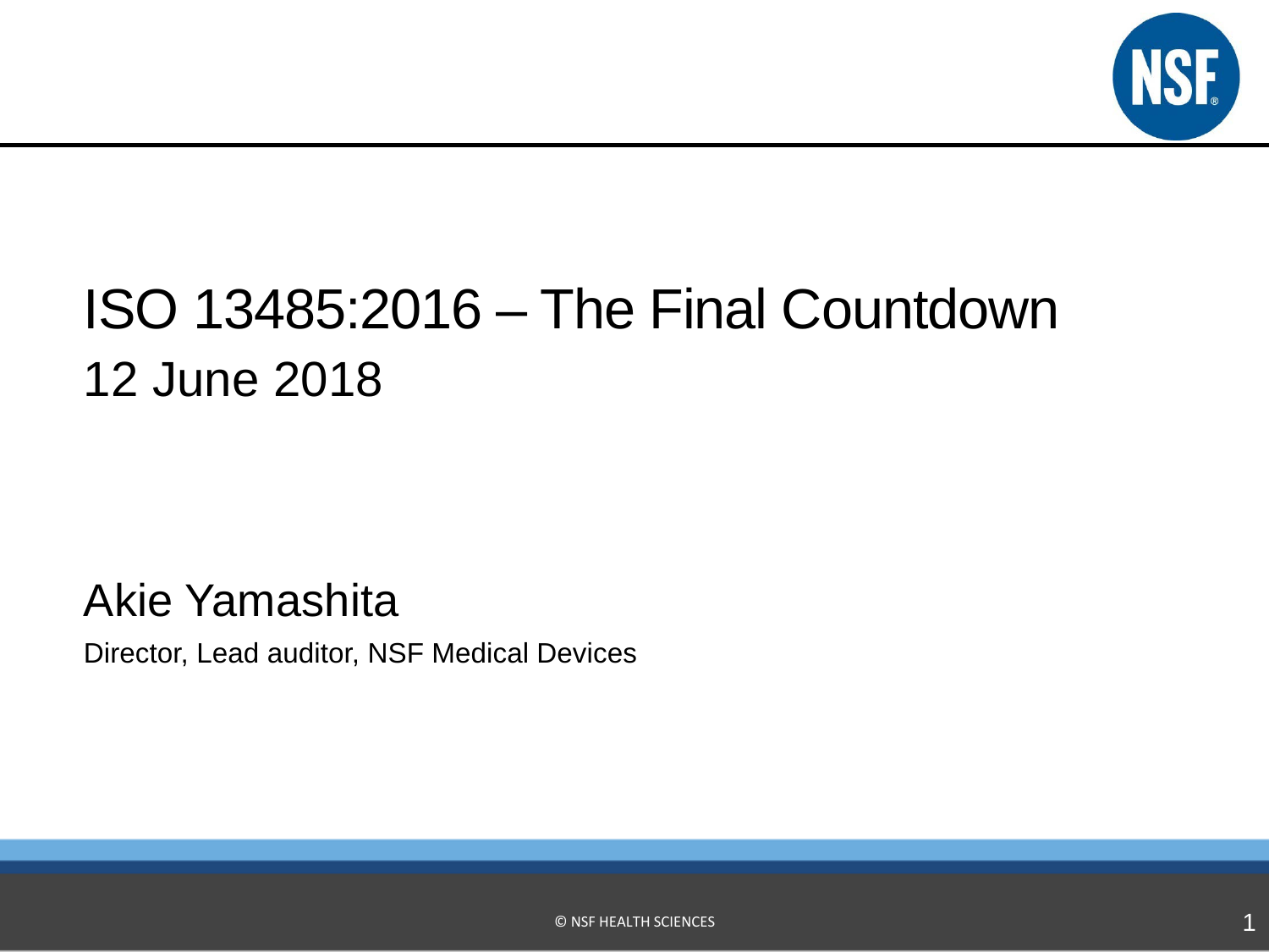# ISO 13485:2016 – The Final Countdown

## 12 June 2018

Akie Yamashita

Director, Lead auditor, NSF Medical Devices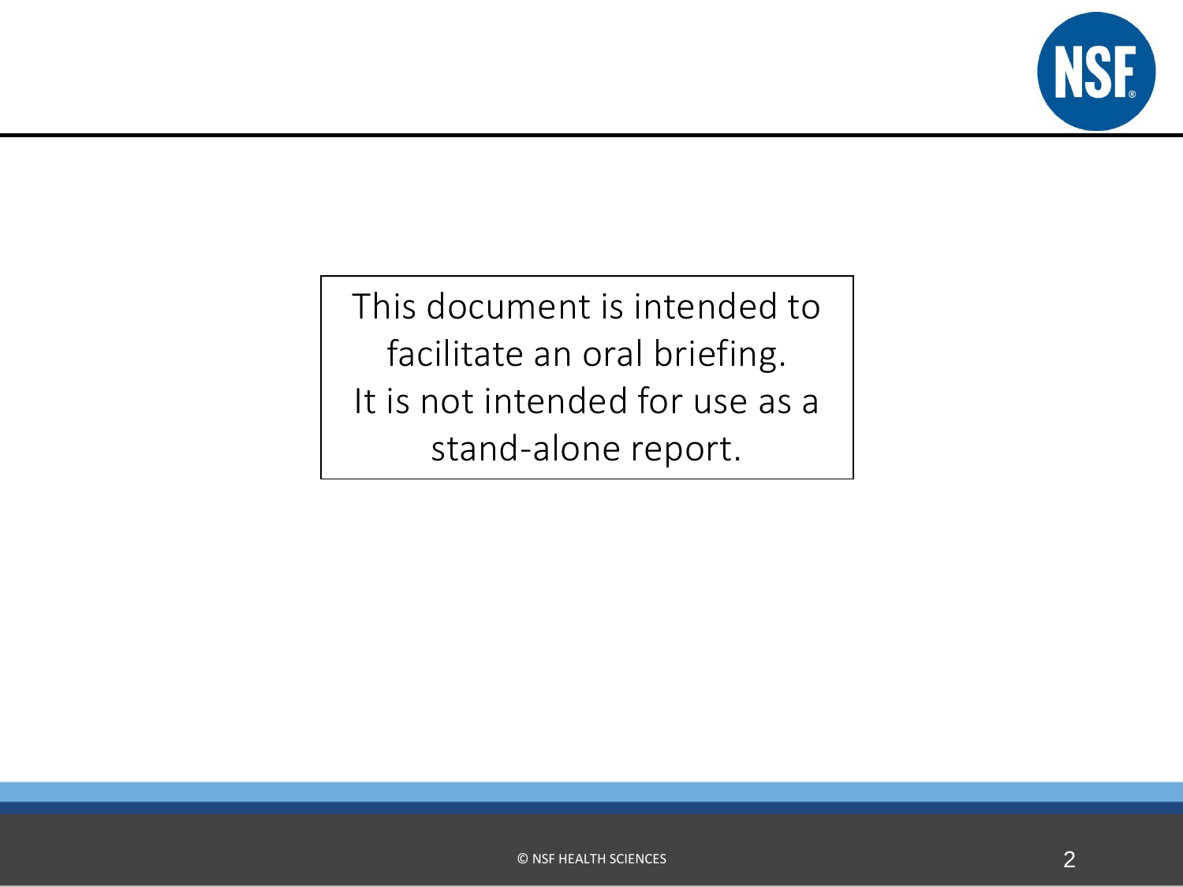This document is intended to facilitate an oral briefing.
It is not intended for use as a stand-alone report.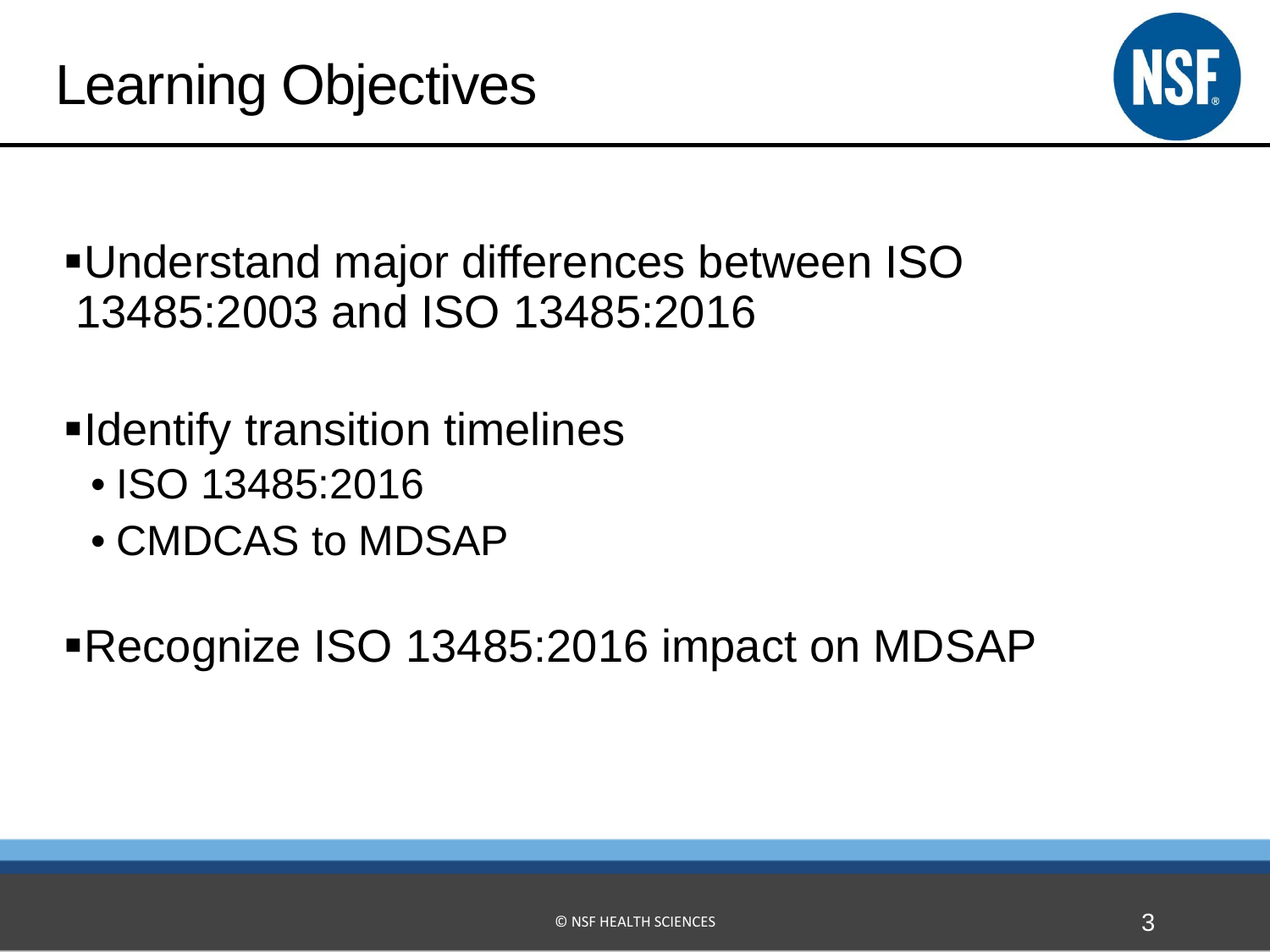# Learning Objectives

- Understand major differences between ISO 13485:2003 and ISO 13485:2016
- Identify transition timelines
  - ISO 13485:2016
  - CMDCAS to MDSAP
- Recognize ISO 13485:2016 impact on MDSAP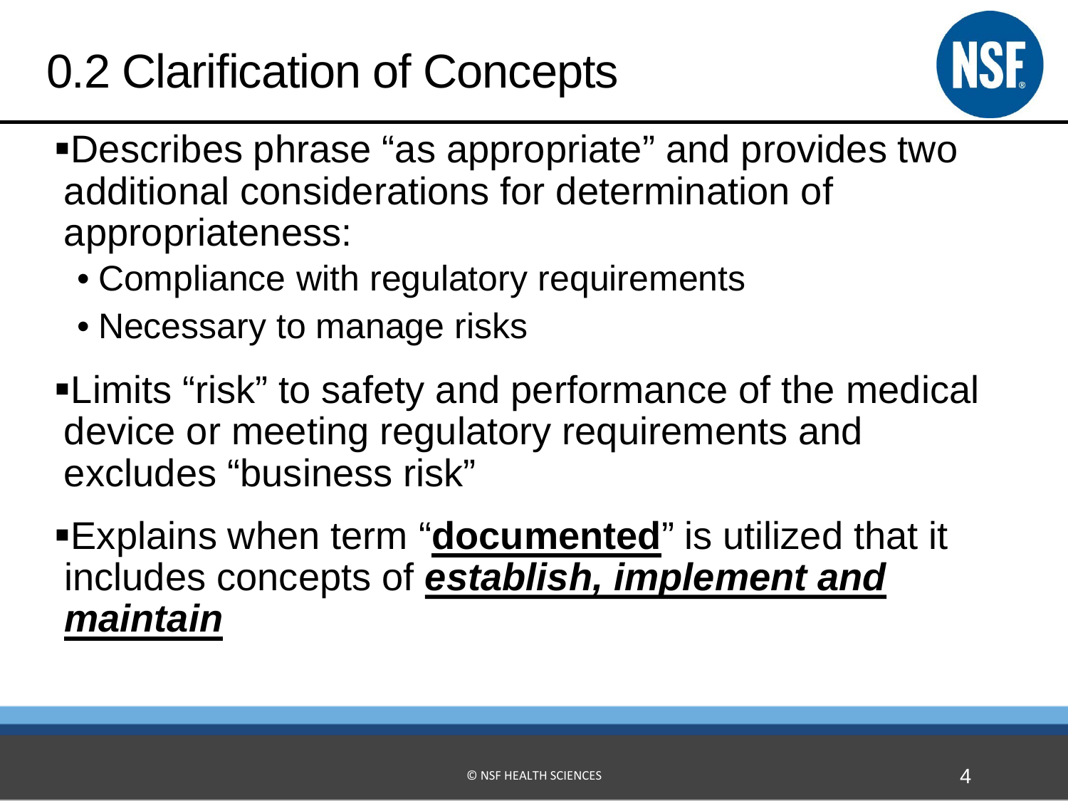# 0.2 Clarification of Concepts

- Describes phrase "as appropriate" and provides two additional considerations for determination of appropriateness:
  - Compliance with regulatory requirements
  - Necessary to manage risks
- Limits "risk" to safety and performance of the medical device or meeting regulatory requirements and excludes "business risk"
- Explains when term "**documented**" is utilized that it includes concepts of ***establish, implement and maintain***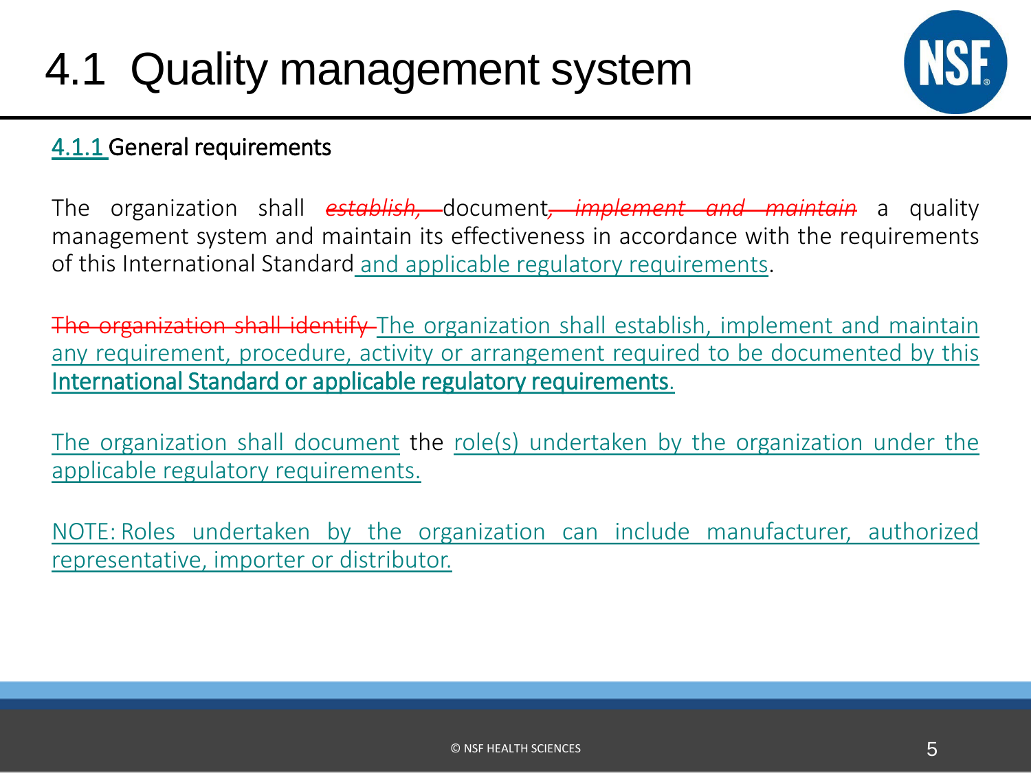# 4.1 Quality management system

## 4.1.1 General requirements

The organization shall ~~establish,~~ document~~, implement and maintain~~ a quality management system and maintain its effectiveness in accordance with the requirements of this International Standard and applicable regulatory requirements.

~~The organization shall identify~~ The organization shall establish, implement and maintain any requirement, procedure, activity or arrangement required to be documented by this International Standard or applicable regulatory requirements.

The organization shall document the role(s) undertaken by the organization under the applicable regulatory requirements.

NOTE: Roles undertaken by the organization can include manufacturer, authorized representative, importer or distributor.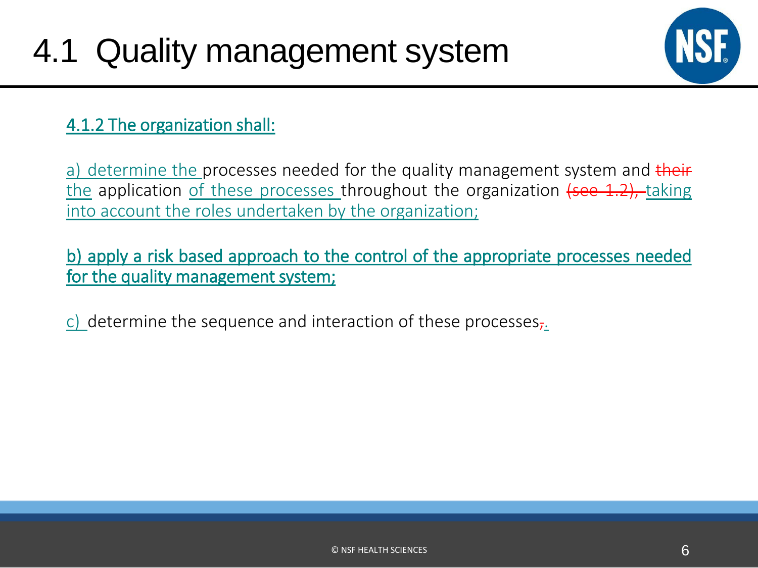# 4.1 Quality management system

4.1.2 The organization shall:

a) determine the processes needed for the quality management system and ~~their~~ the application of these processes throughout the organization ~~(see 1.2),~~ taking into account the roles undertaken by the organization;

b) apply a risk based approach to the control of the appropriate processes needed for the quality management system;

c) determine the sequence and interaction of these processes~~,~~.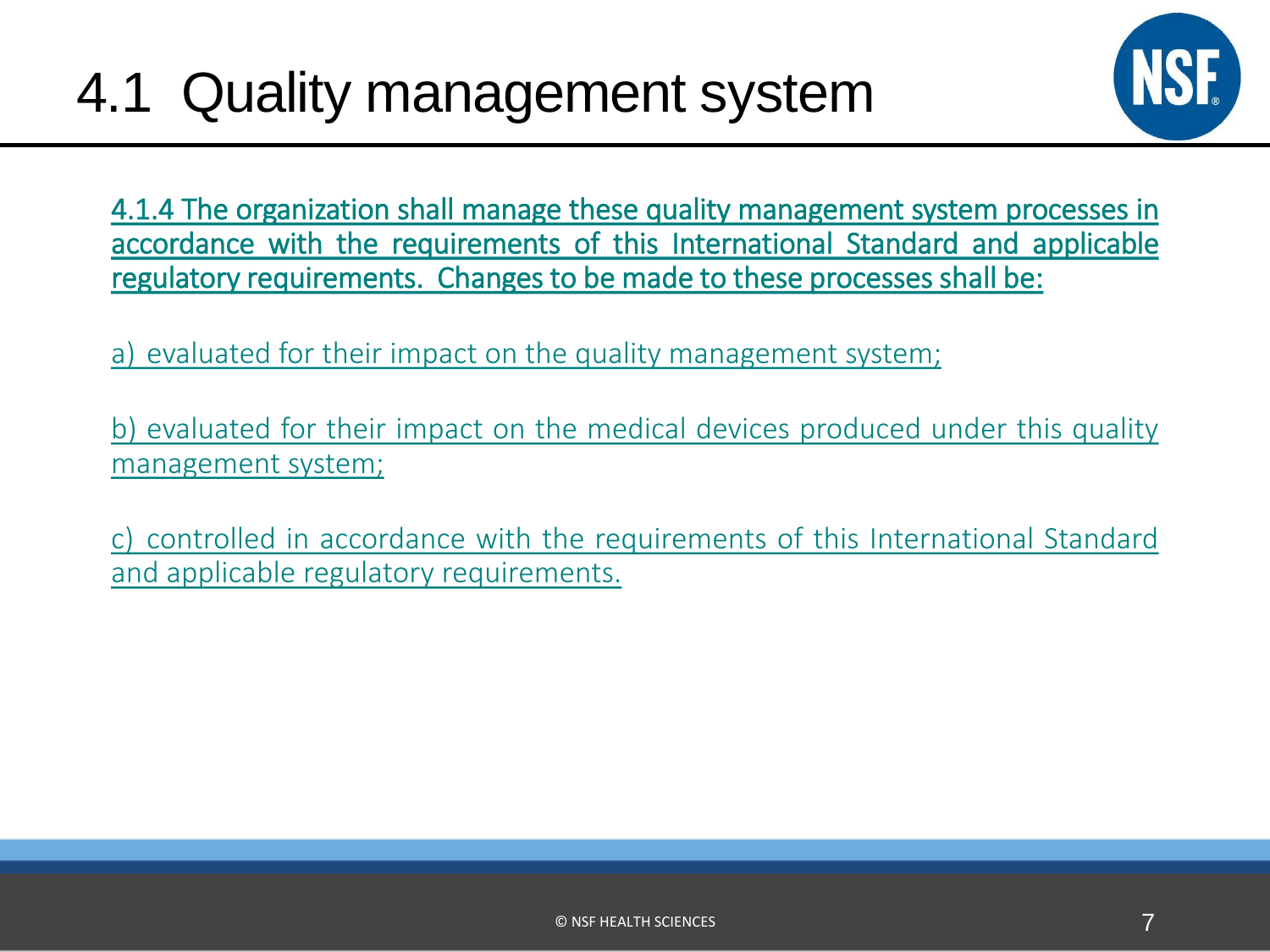# 4.1 Quality management system

4.1.4 The organization shall manage these quality management system processes in accordance with the requirements of this International Standard and applicable regulatory requirements. Changes to be made to these processes shall be:

a) evaluated for their impact on the quality management system;

b) evaluated for their impact on the medical devices produced under this quality management system;

c) controlled in accordance with the requirements of this International Standard and applicable regulatory requirements.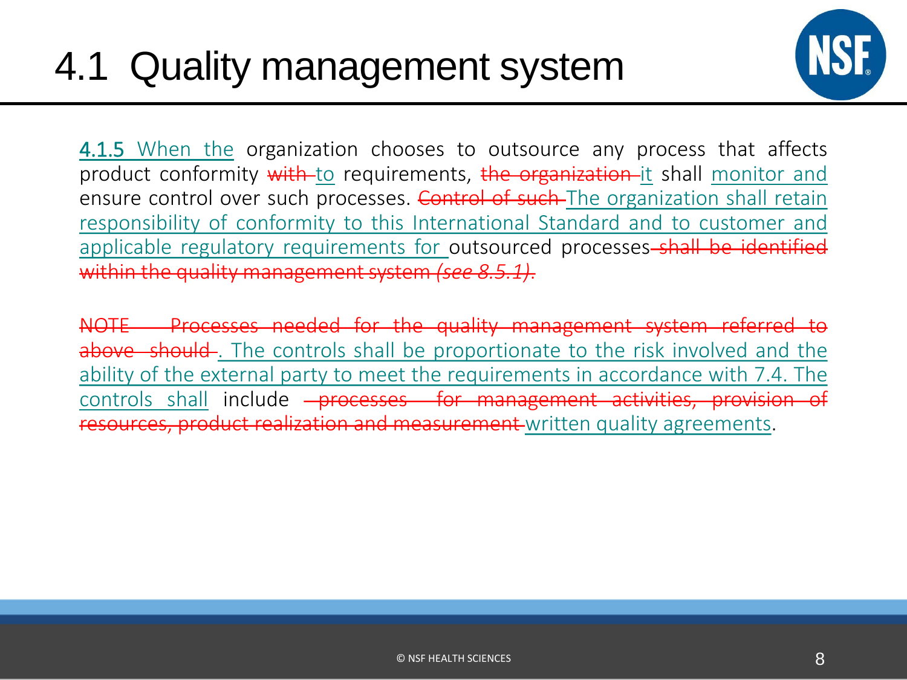# 4.1 Quality management system

**4.1.5** When the organization chooses to outsource any process that affects product conformity ~~with~~ to requirements, ~~the organization~~ it shall monitor and ensure control over such processes. ~~Control of such~~ The organization shall retain responsibility of conformity to this International Standard and to customer and applicable regulatory requirements for outsourced processes ~~shall be identified within the quality management system *(see 8.5.1)*.~~

~~NOTE Processes needed for the quality management system referred to above should~~. The controls shall be proportionate to the risk involved and the ability of the external party to meet the requirements in accordance with 7.4. The controls shall include ~~processes for management activities, provision of resources, product realization and measurement~~ written quality agreements.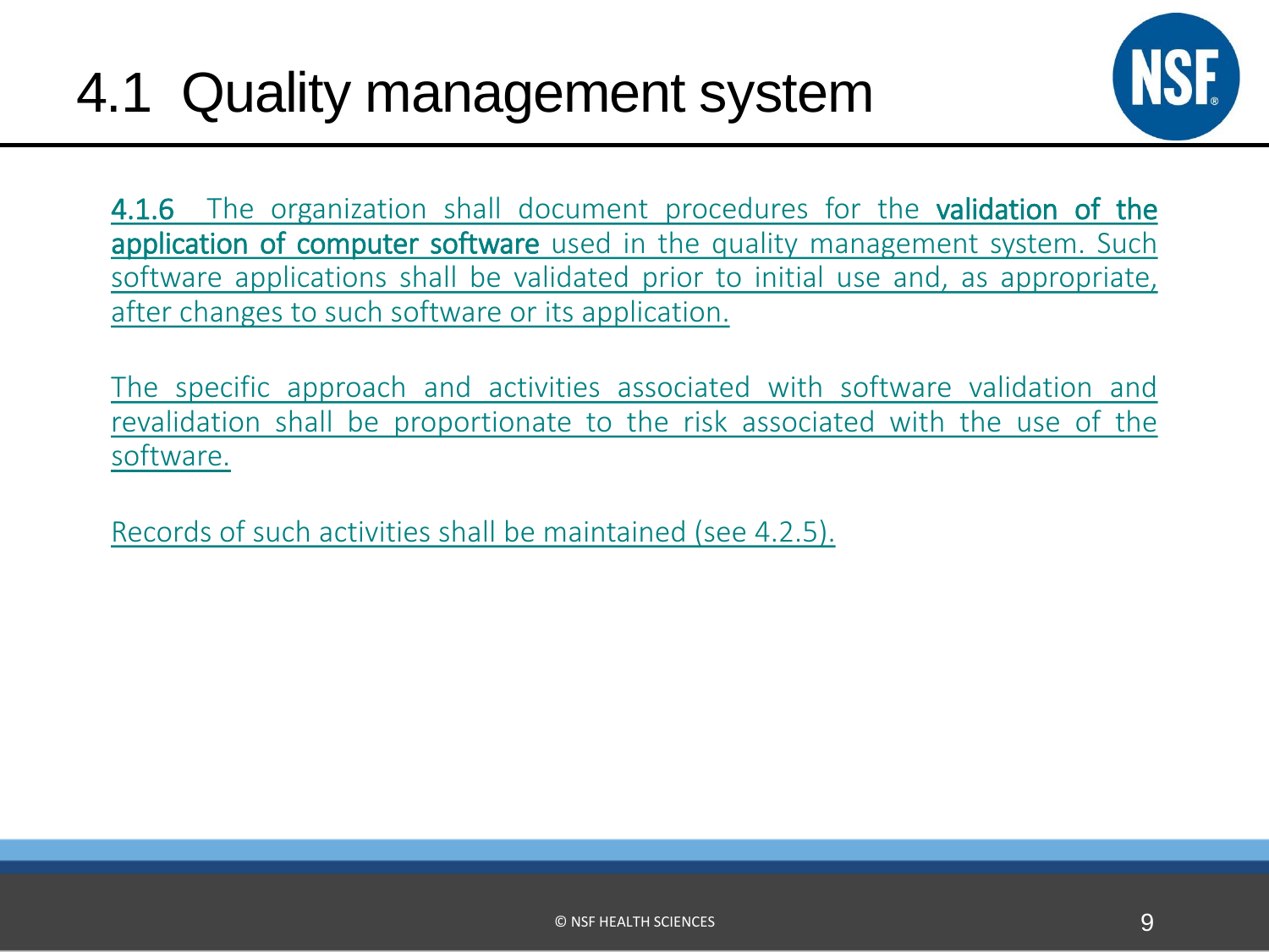# 4.1 Quality management system

**4.1.6** The organization shall document procedures for the **validation of the application of computer software** used in the quality management system. Such software applications shall be validated prior to initial use and, as appropriate, after changes to such software or its application.

The specific approach and activities associated with software validation and revalidation shall be proportionate to the risk associated with the use of the software.

Records of such activities shall be maintained (see 4.2.5).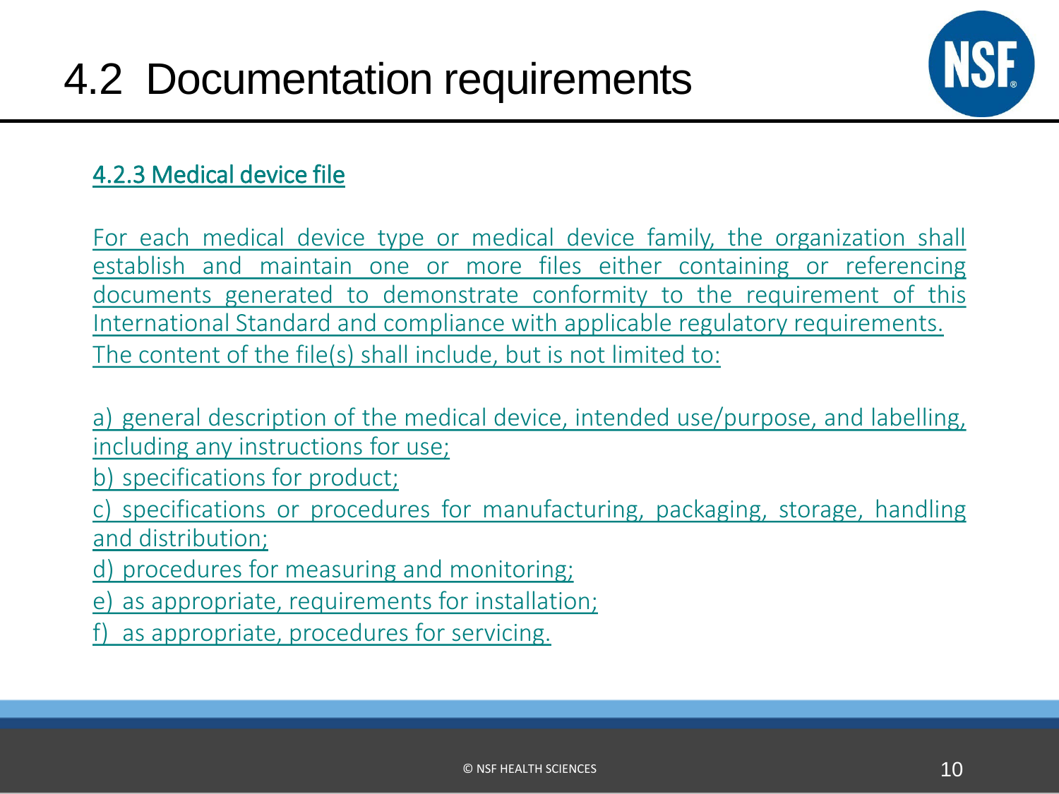# 4.2 Documentation requirements

## 4.2.3 Medical device file

For each medical device type or medical device family, the organization shall establish and maintain one or more files either containing or referencing documents generated to demonstrate conformity to the requirement of this International Standard and compliance with applicable regulatory requirements.

The content of the file(s) shall include, but is not limited to:

a) general description of the medical device, intended use/purpose, and labelling, including any instructions for use;

b) specifications for product;

c) specifications or procedures for manufacturing, packaging, storage, handling and distribution;

d) procedures for measuring and monitoring;

e) as appropriate, requirements for installation;

f) as appropriate, procedures for servicing.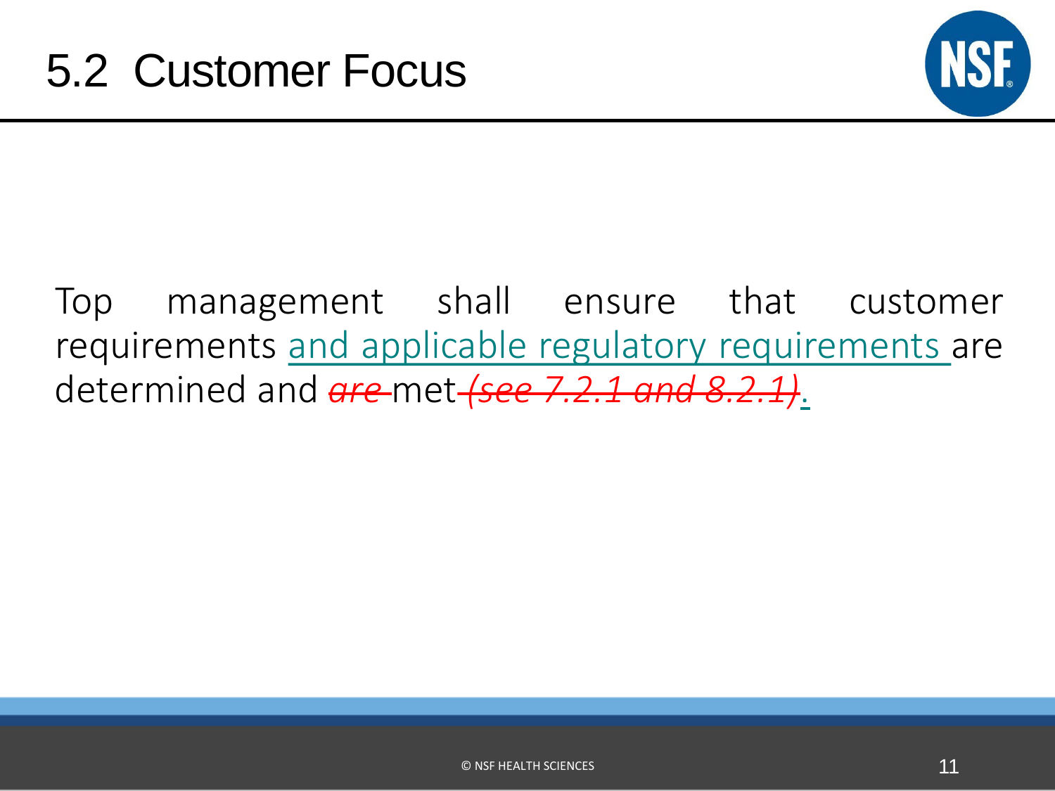# 5.2 Customer Focus

Top management shall ensure that customer requirements <ins>and applicable regulatory requirements</ins> are determined and ~~*are*~~ met ~~*(see 7.2.1 and 8.2.1)*~~<ins>.</ins>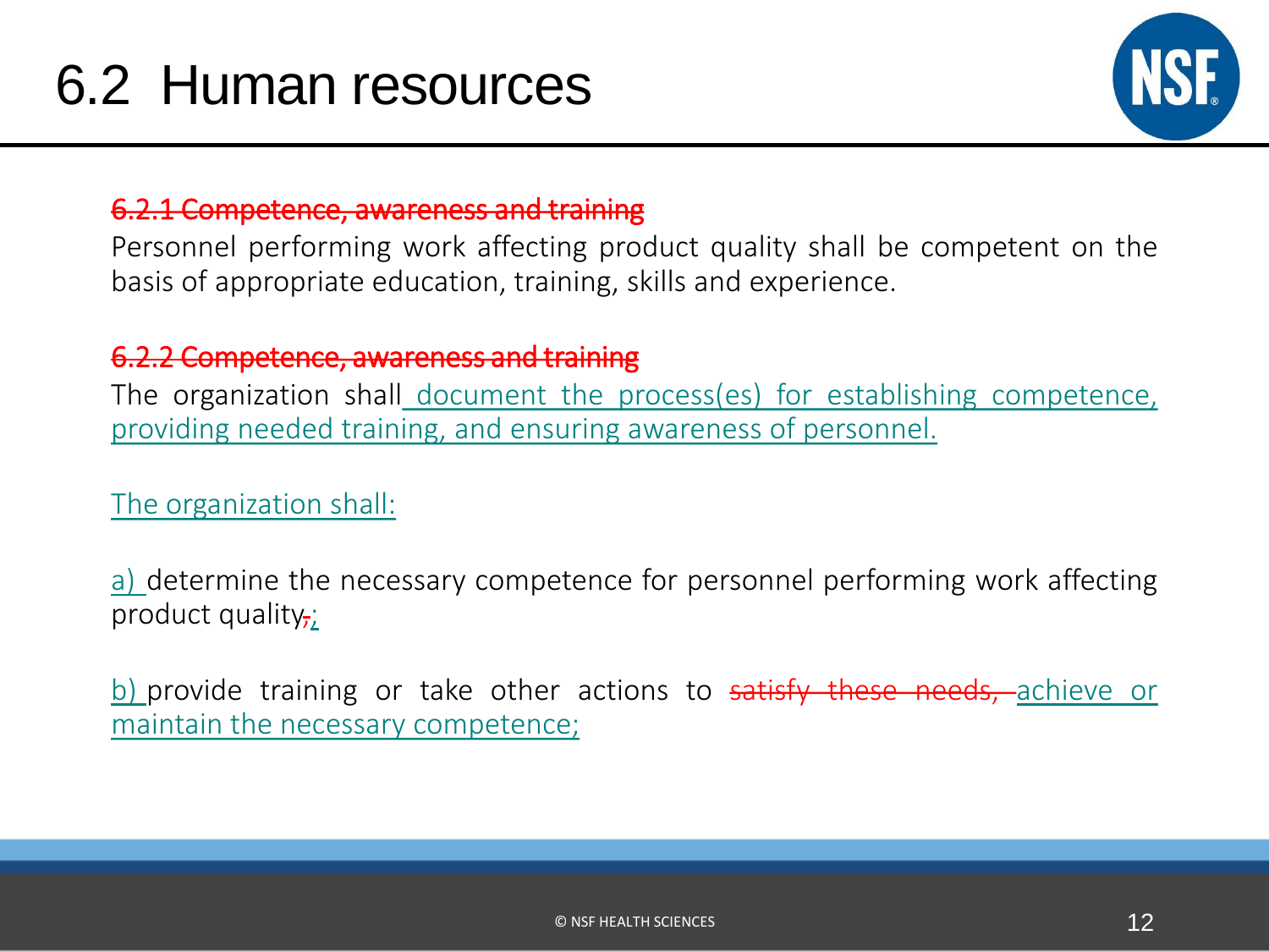# 6.2 Human resources

~~6.2.1 Competence, awareness and training~~

Personnel performing work affecting product quality shall be competent on the basis of appropriate education, training, skills and experience.

~~6.2.2 Competence, awareness and training~~

The organization shall document the process(es) for establishing competence, providing needed training, and ensuring awareness of personnel.

The organization shall:

a) determine the necessary competence for personnel performing work affecting product quality~~,~~;

b) provide training or take other actions to ~~satisfy these needs,~~ achieve or maintain the necessary competence;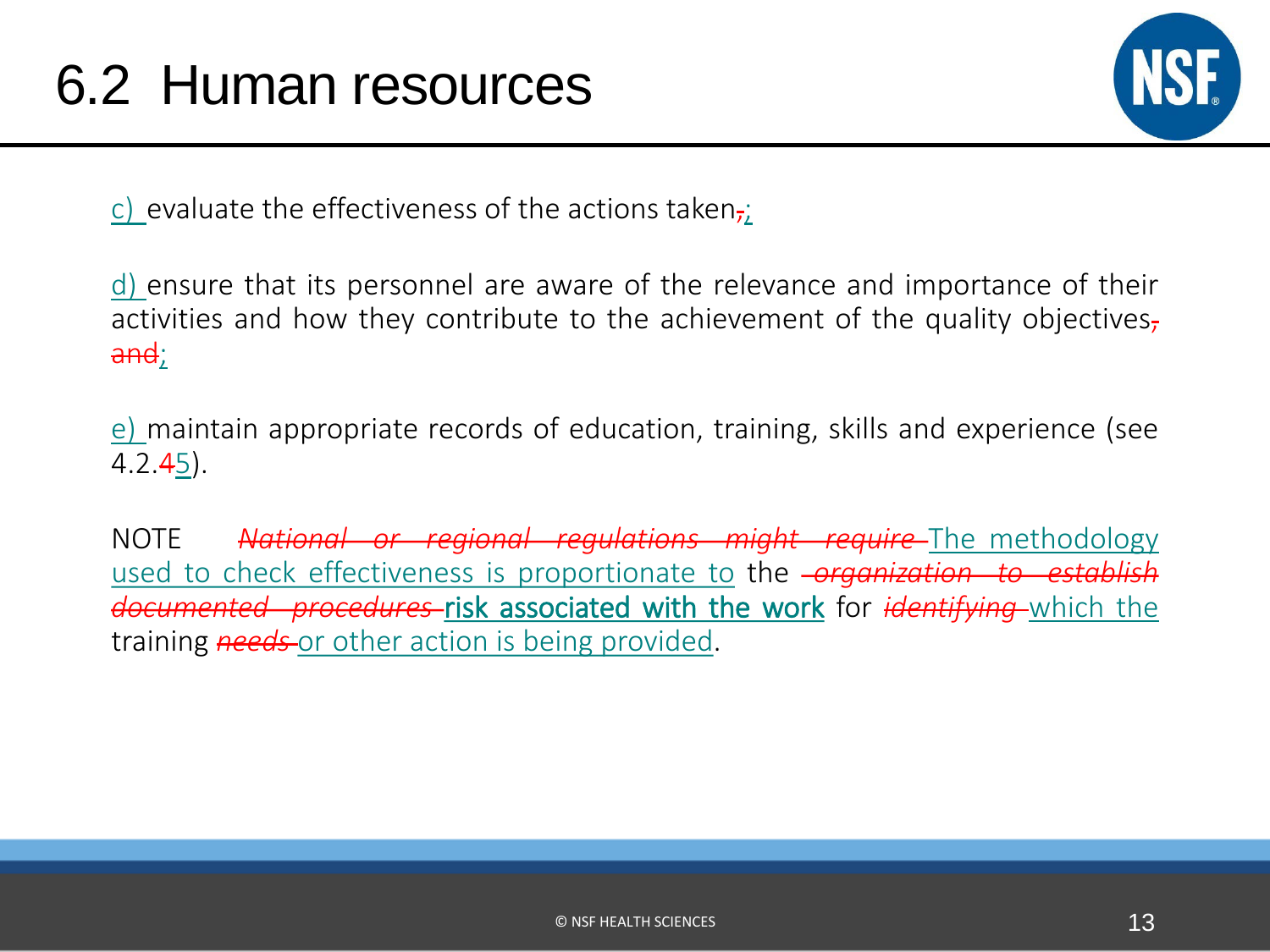# 6.2 Human resources

c) evaluate the effectiveness of the actions taken~~,~~;

d) ensure that its personnel are aware of the relevance and importance of their activities and how they contribute to the achievement of the quality objectives~~, and~~;

e) maintain appropriate records of education, training, skills and experience (see 4.2.~~4~~5).

NOTE ~~*National or regional regulations might require*~~ The methodology used to check effectiveness is proportionate to the ~~*organization to establish documented procedures*~~ risk associated with the work for ~~*identifying*~~ which the training ~~*needs*~~ or other action is being provided.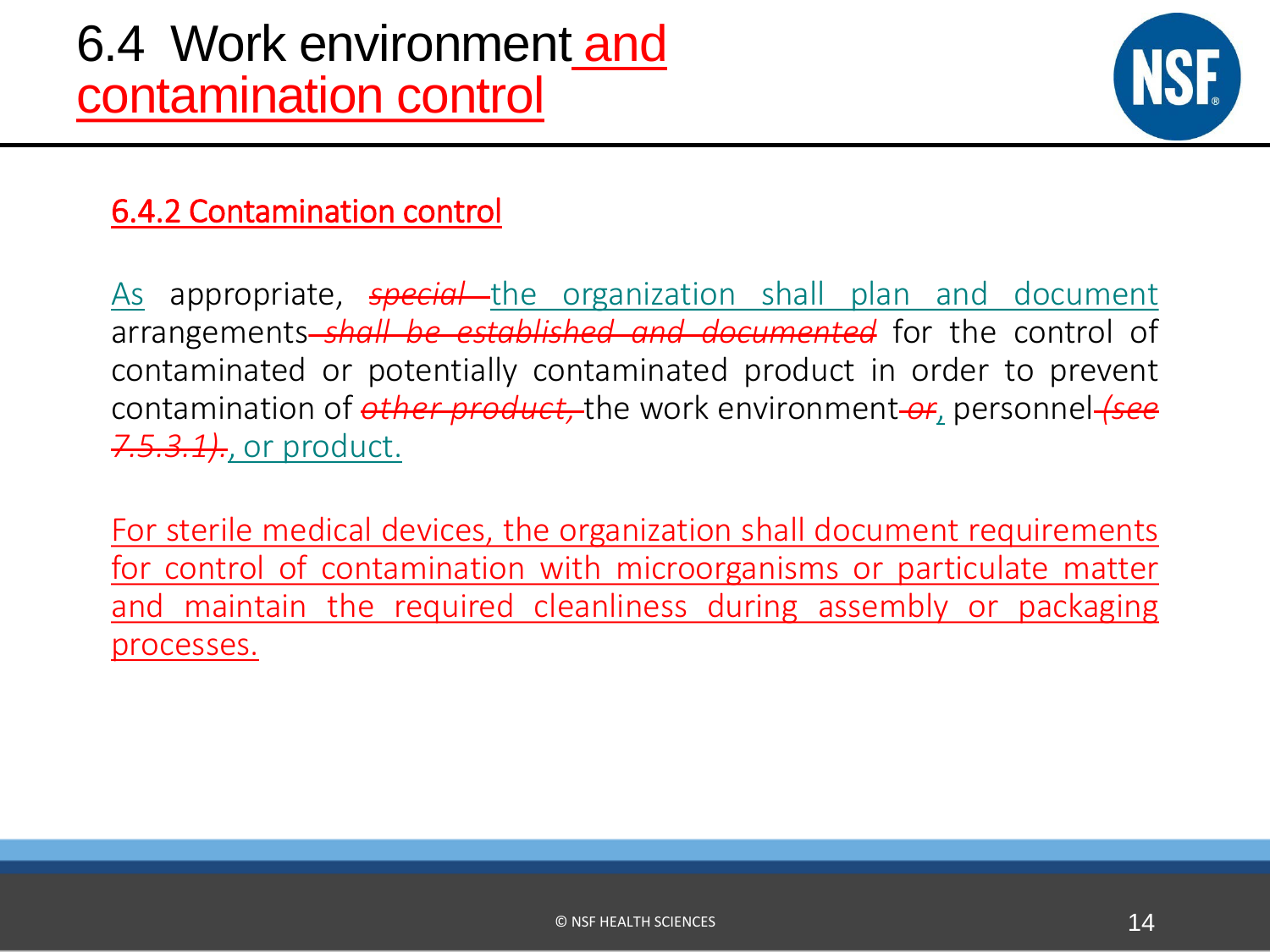# 6.4 Work environment and contamination control

## 6.4.2 Contamination control

As appropriate, ~~*special*~~ the organization shall plan and document arrangements ~~*shall be established and documented*~~ for the control of contaminated or potentially contaminated product in order to prevent contamination of ~~*other product,*~~ the work environment ~~*or*~~, personnel ~~*(see 7.5.3.1).*~~, or product.

For sterile medical devices, the organization shall document requirements for control of contamination with microorganisms or particulate matter and maintain the required cleanliness during assembly or packaging processes.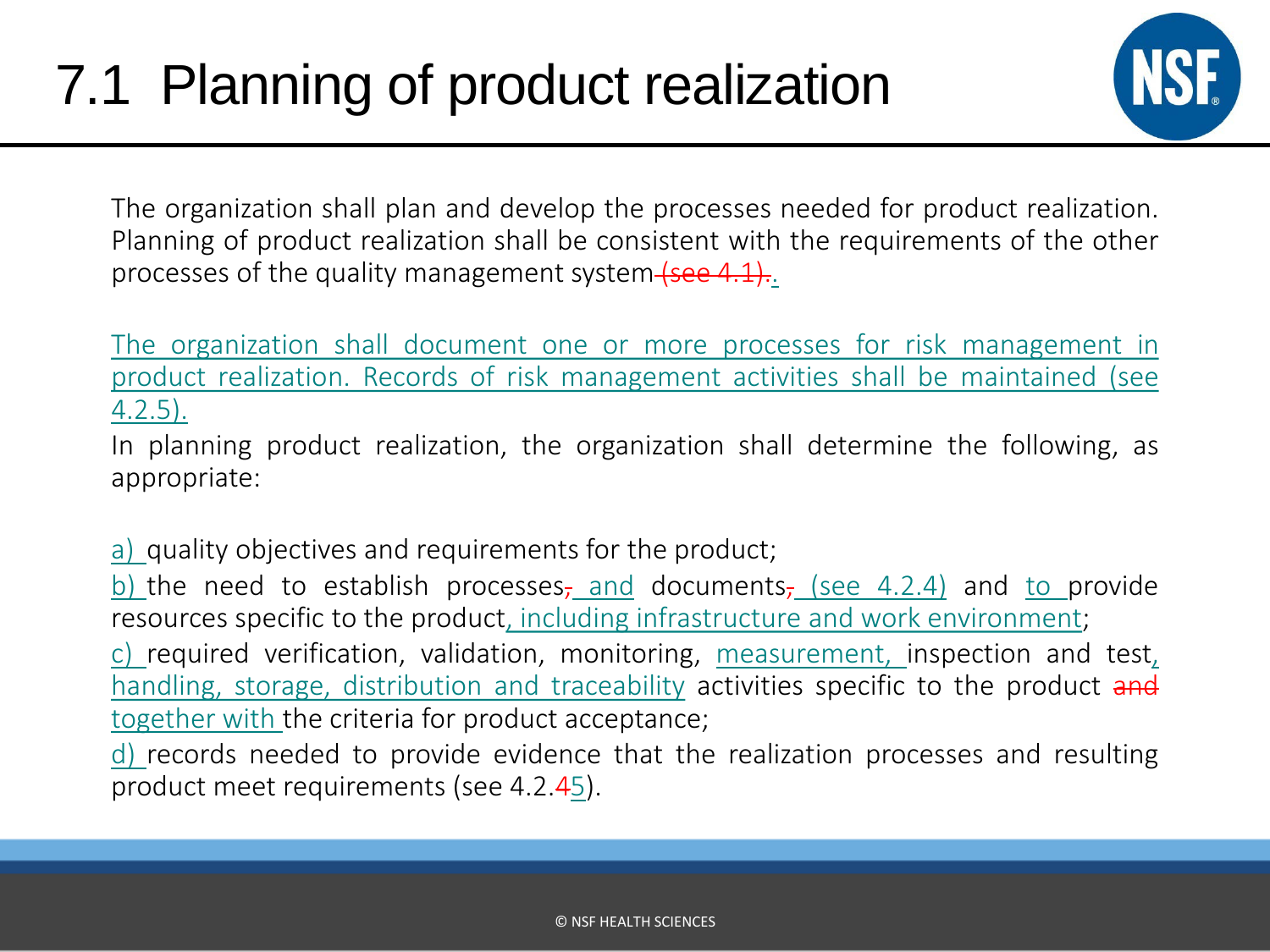# 7.1 Planning of product realization

The organization shall plan and develop the processes needed for product realization. Planning of product realization shall be consistent with the requirements of the other processes of the quality management system~~ (see 4.1).~~.

The organization shall document one or more processes for risk management in product realization. Records of risk management activities shall be maintained (see 4.2.5).

In planning product realization, the organization shall determine the following, as appropriate:

a) quality objectives and requirements for the product;

b) the need to establish processes~~,~~ and documents~~,~~ (see 4.2.4) and to provide resources specific to the product, including infrastructure and work environment;

c) required verification, validation, monitoring, measurement, inspection and test, handling, storage, distribution and traceability activities specific to the product ~~and~~ together with the criteria for product acceptance;

d) records needed to provide evidence that the realization processes and resulting product meet requirements (see 4.2.~~4~~5).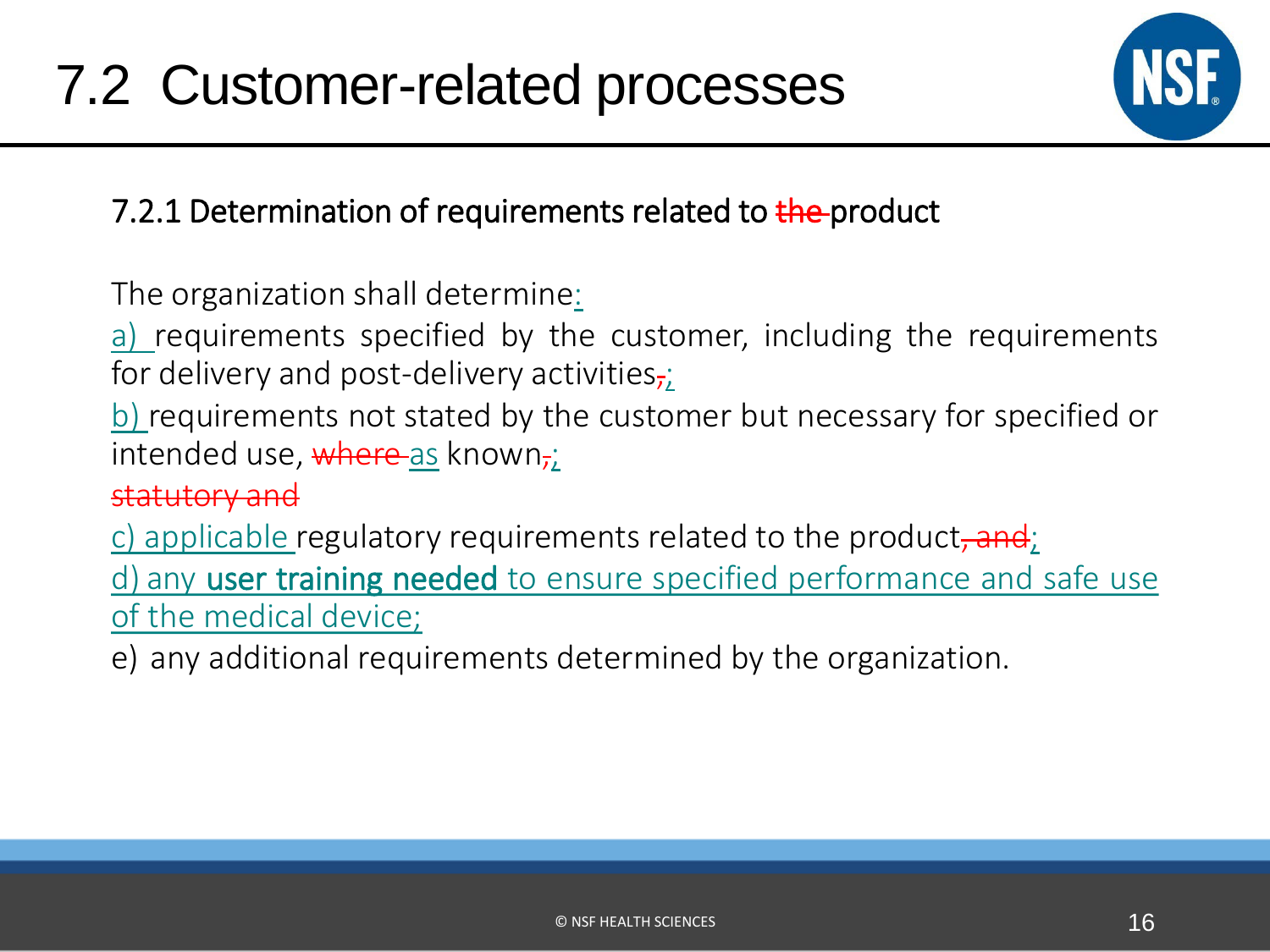# 7.2 Customer-related processes

## 7.2.1 Determination of requirements related to ~~the~~ product

The organization shall determine:

a) requirements specified by the customer, including the requirements for delivery and post-delivery activities~~,~~;

b) requirements not stated by the customer but necessary for specified or intended use, ~~where~~ as known~~,~~;

~~statutory and~~

c) applicable regulatory requirements related to the product~~, and~~;

d) any **user training needed** to ensure specified performance and safe use of the medical device;

e) any additional requirements determined by the organization.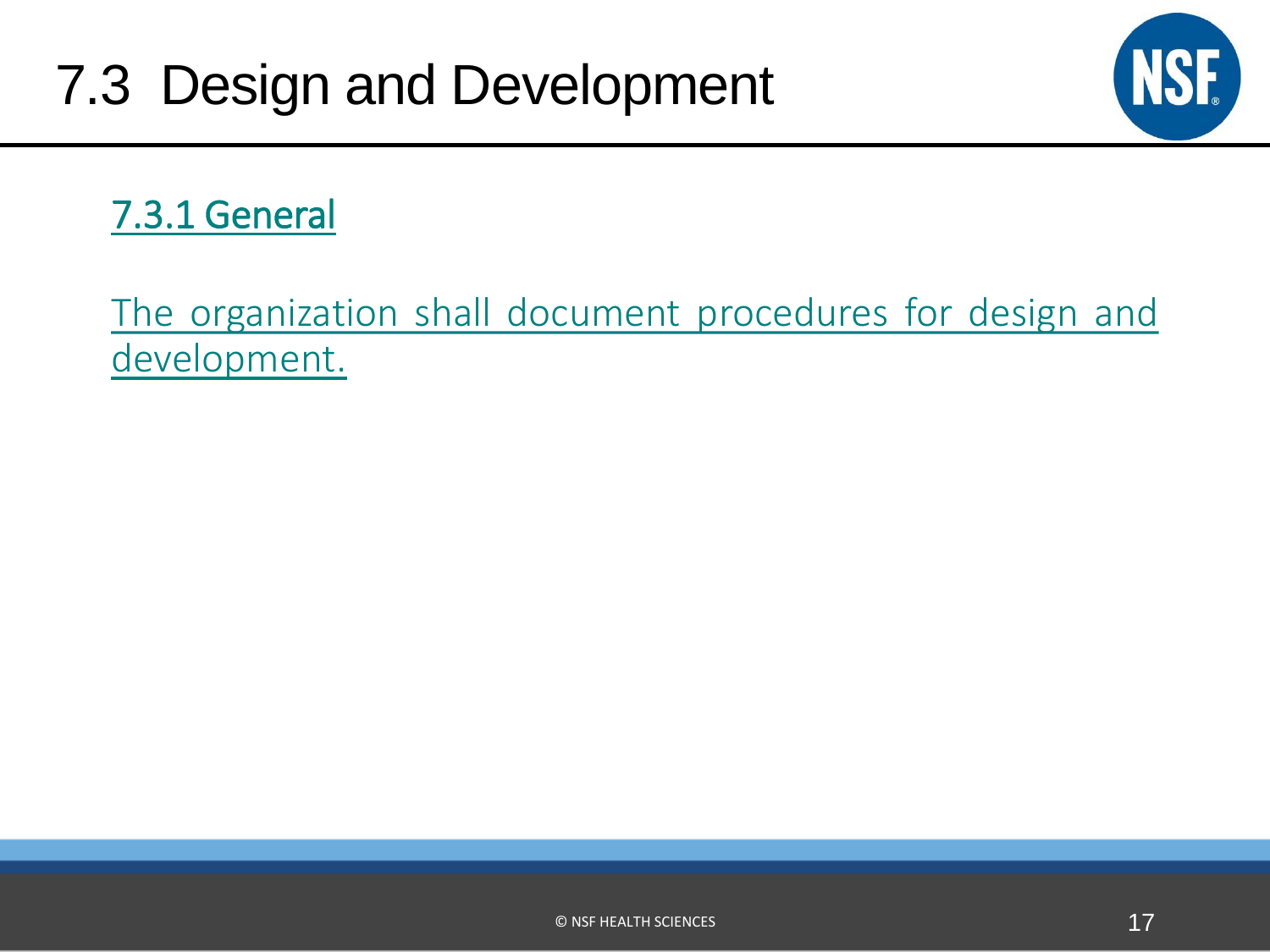# 7.3 Design and Development

## 7.3.1 General

The organization shall document procedures for design and development.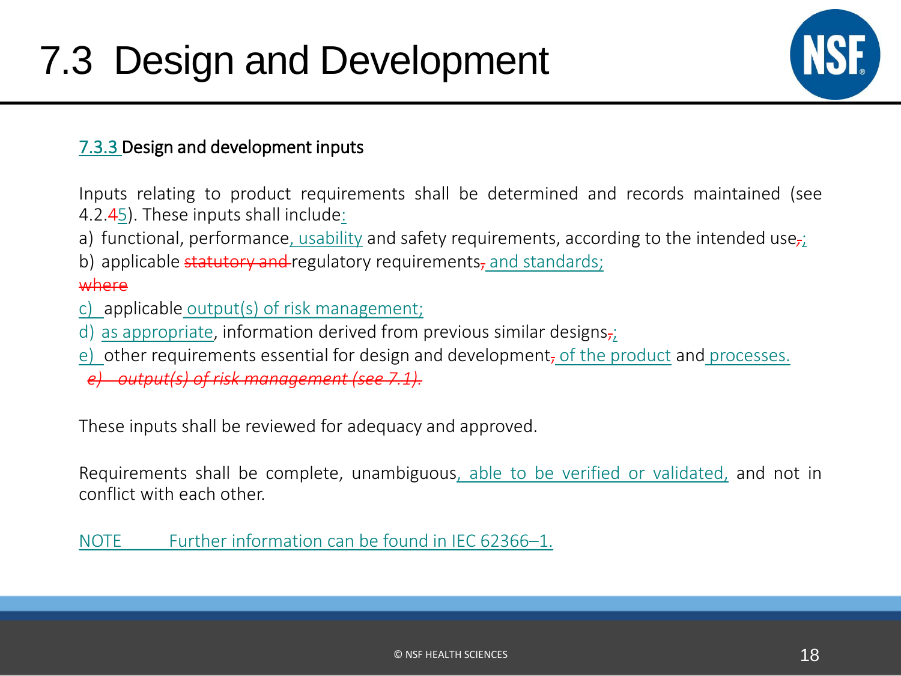# 7.3 Design and Development

### 7.3.3 Design and development inputs

Inputs relating to product requirements shall be determined and records maintained (see 4.2.~~4~~5). These inputs shall include:

a) functional, performance, usability and safety requirements, according to the intended use~~,~~;

b) applicable ~~statutory and~~ regulatory requirements~~,~~ and standards;

~~where~~

c) applicable output(s) of risk management;

d) as appropriate, information derived from previous similar designs~~,~~;

e) other requirements essential for design and development~~,~~ of the product and processes.

~~*e) output(s) of risk management (see 7.1).*~~

These inputs shall be reviewed for adequacy and approved.

Requirements shall be complete, unambiguous, able to be verified or validated, and not in conflict with each other.

NOTE Further information can be found in IEC 62366–1.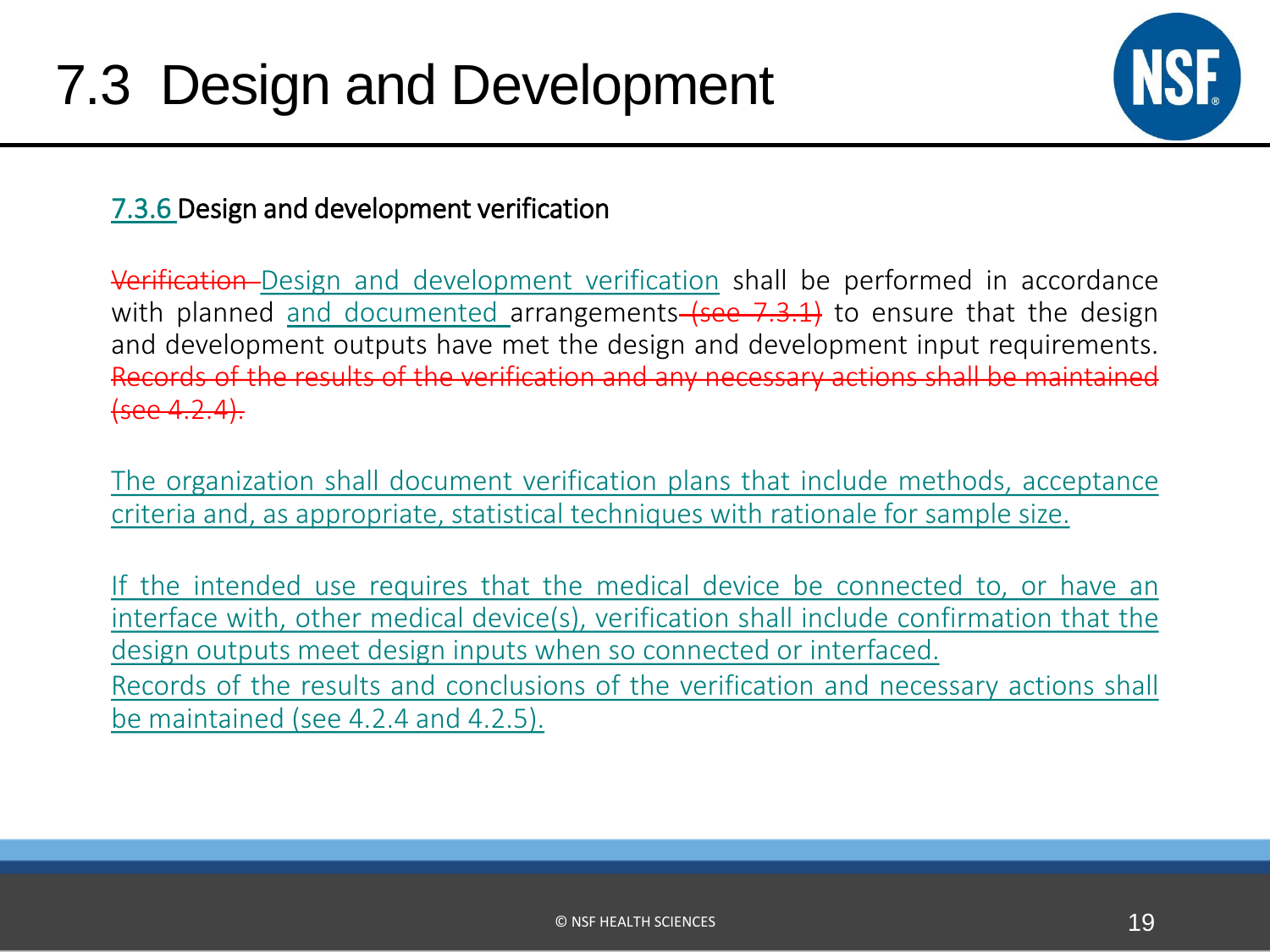# 7.3 Design and Development

## 7.3.6 Design and development verification

~~Verification~~ Design and development verification shall be performed in accordance with planned and documented arrangements ~~(see 7.3.1)~~ to ensure that the design and development outputs have met the design and development input requirements. ~~Records of the results of the verification and any necessary actions shall be maintained (see 4.2.4).~~

The organization shall document verification plans that include methods, acceptance criteria and, as appropriate, statistical techniques with rationale for sample size.

If the intended use requires that the medical device be connected to, or have an interface with, other medical device(s), verification shall include confirmation that the design outputs meet design inputs when so connected or interfaced.

Records of the results and conclusions of the verification and necessary actions shall be maintained (see 4.2.4 and 4.2.5).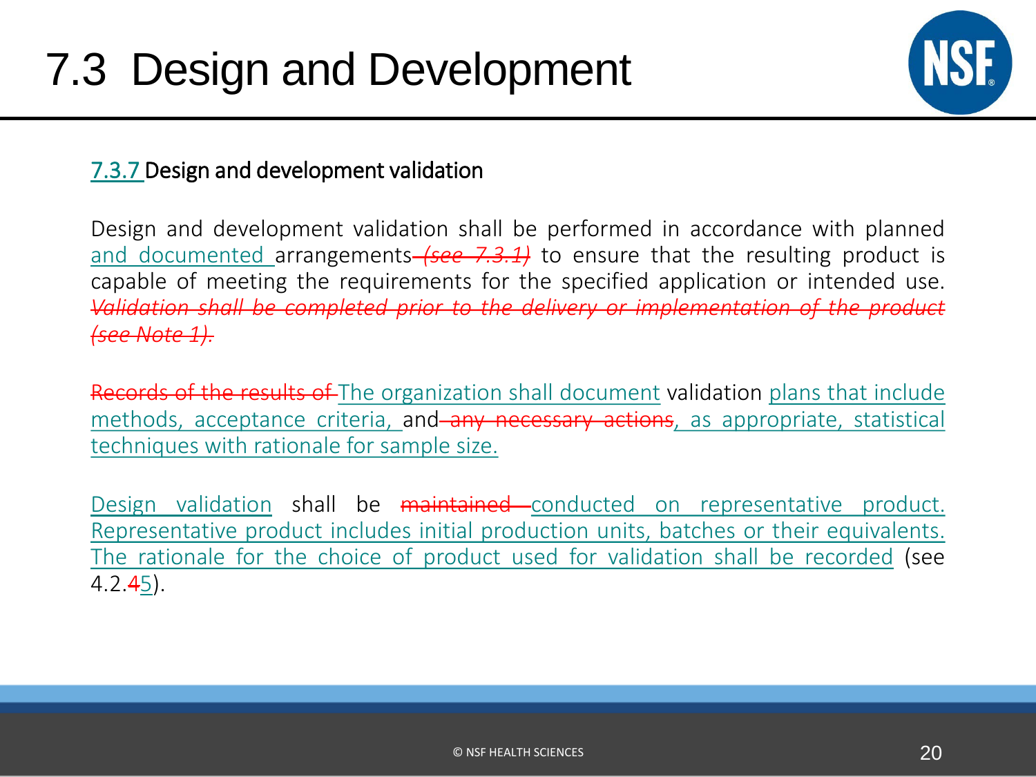# 7.3 Design and Development

## 7.3.7 Design and development validation

Design and development validation shall be performed in accordance with planned <u>and documented</u> arrangements ~~*(see 7.3.1)*~~ to ensure that the resulting product is capable of meeting the requirements for the specified application or intended use. ~~*Validation shall be completed prior to the delivery or implementation of the product (see Note 1).*~~

~~Records of the results of~~ <u>The organization shall document</u> validation <u>plans that include methods, acceptance criteria,</u> and ~~any necessary actions~~<u>, as appropriate, statistical techniques with rationale for sample size.</u>

<u>Design validation</u> shall be ~~maintained~~ <u>conducted on representative product. Representative product includes initial production units, batches or their equivalents. The rationale for the choice of product used for validation shall be recorded</u> (see 4.2.~~4~~<u>5</u>).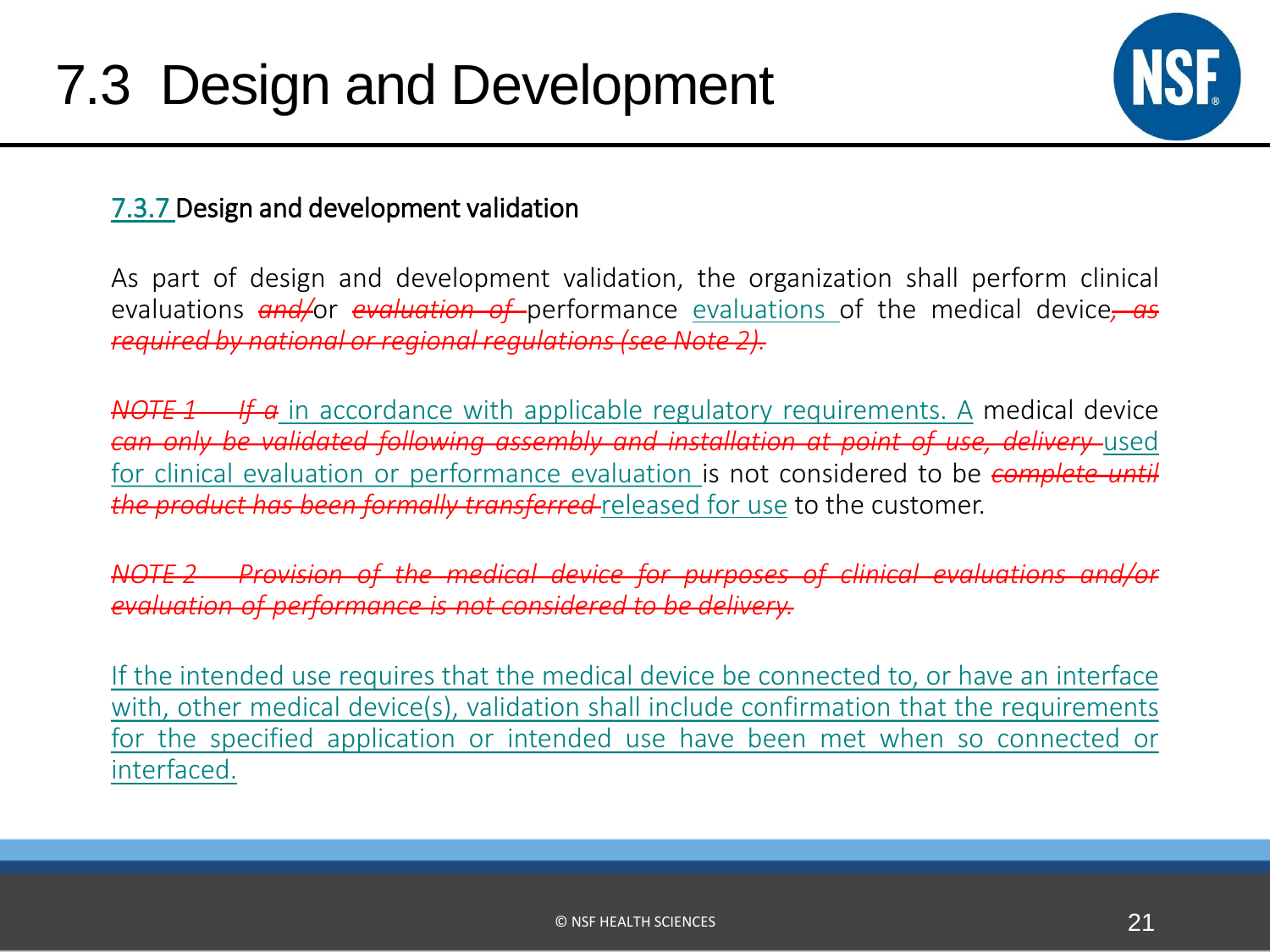# 7.3 Design and Development

<u>7.3.7</u> Design and development validation

As part of design and development validation, the organization shall perform clinical evaluations ~~*and/*~~or ~~*evaluation of*~~ performance <u>evaluations</u> of the medical device~~*, as required by national or regional regulations (see Note 2).*~~

~~*NOTE 1 If a*~~<u> in accordance with applicable regulatory requirements. A</u> medical device ~~*can only be validated following assembly and installation at point of use, delivery*~~ <u>used for clinical evaluation or performance evaluation</u> is not considered to be ~~*complete until the product has been formally transferred*~~ <u>released for use</u> to the customer.

~~*NOTE 2 Provision of the medical device for purposes of clinical evaluations and/or evaluation of performance is not considered to be delivery.*~~

<u>If the intended use requires that the medical device be connected to, or have an interface with, other medical device(s), validation shall include confirmation that the requirements for the specified application or intended use have been met when so connected or interfaced.</u>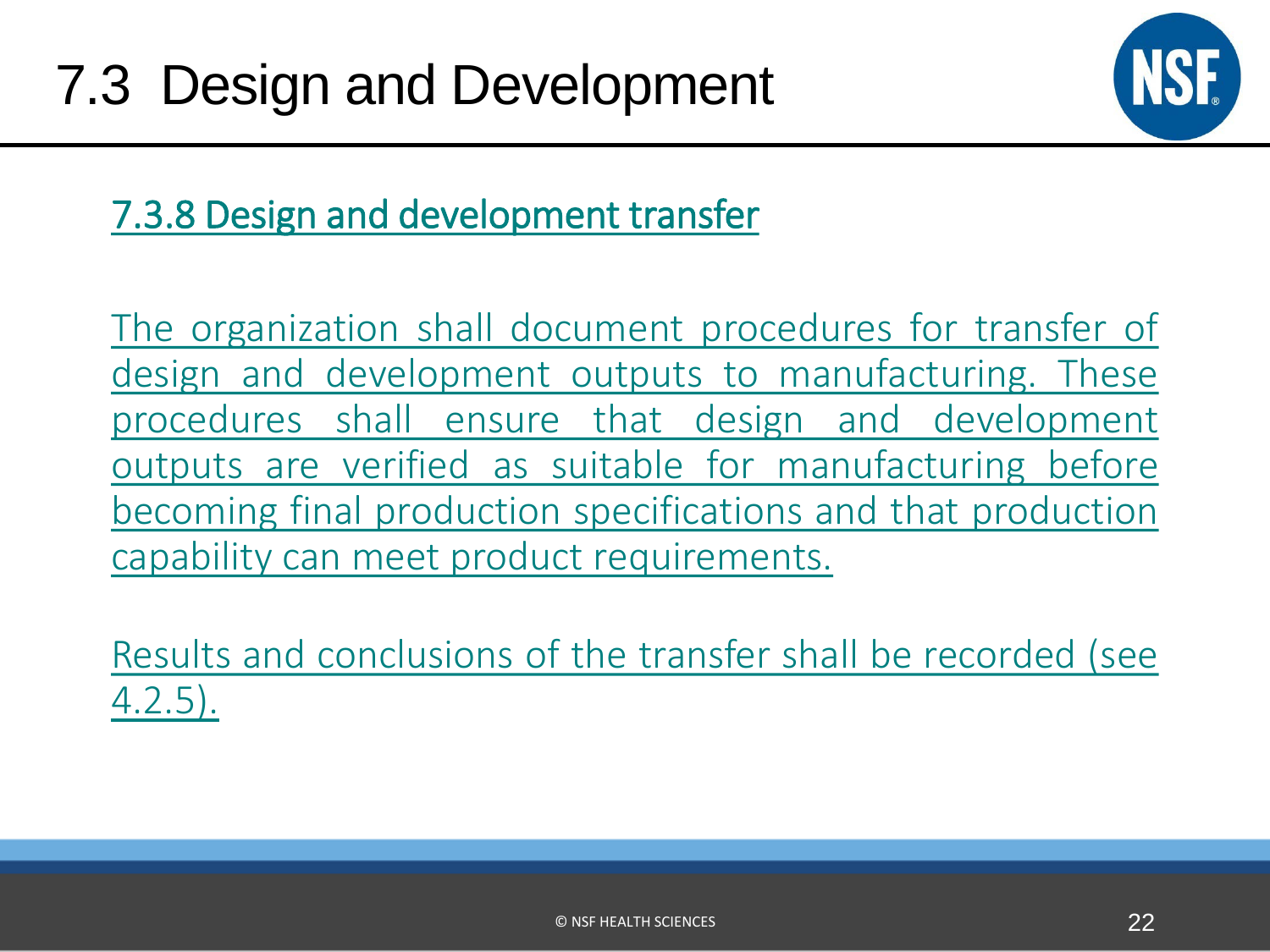# 7.3 Design and Development

## 7.3.8 Design and development transfer

The organization shall document procedures for transfer of design and development outputs to manufacturing. These procedures shall ensure that design and development outputs are verified as suitable for manufacturing before becoming final production specifications and that production capability can meet product requirements.

Results and conclusions of the transfer shall be recorded (see 4.2.5).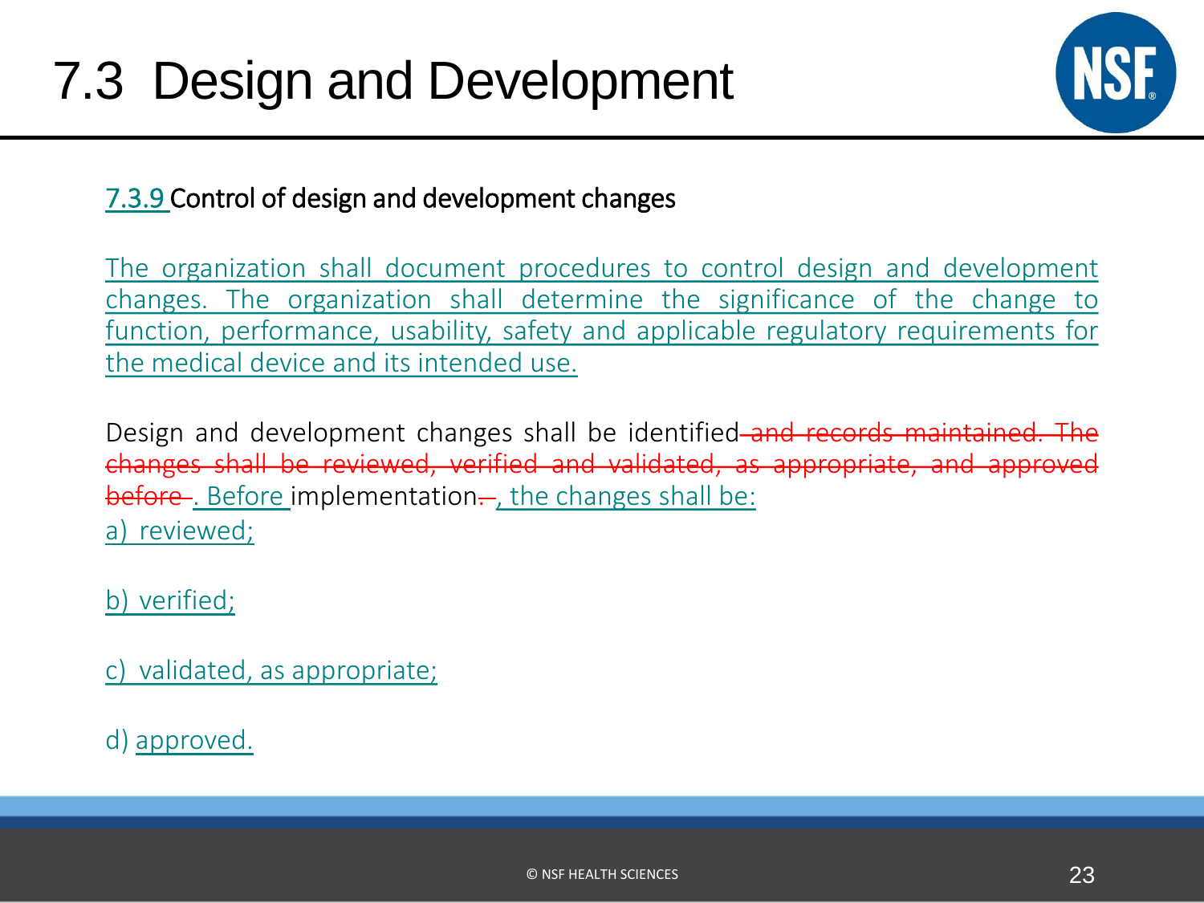# 7.3 Design and Development

### 7.3.9 Control of design and development changes

The organization shall document procedures to control design and development changes. The organization shall determine the significance of the change to function, performance, usability, safety and applicable regulatory requirements for the medical device and its intended use.

Design and development changes shall be identified~~ and records maintained. The changes shall be reviewed, verified and validated, as appropriate, and approved before ~~. Before implementation~~.~~, the changes shall be:

a) reviewed;

b) verified;

c) validated, as appropriate;

d) approved.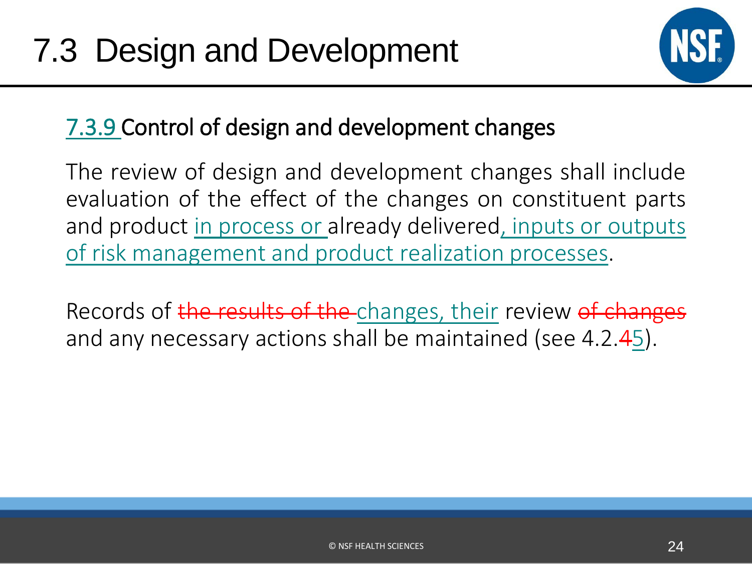# 7.3 Design and Development

## 7.3.9 Control of design and development changes

The review of design and development changes shall include evaluation of the effect of the changes on constituent parts and product in process or already delivered, inputs or outputs of risk management and product realization processes.

Records of ~~the results of the~~ changes, their review ~~of changes~~ and any necessary actions shall be maintained (see 4.2.~~4~~5).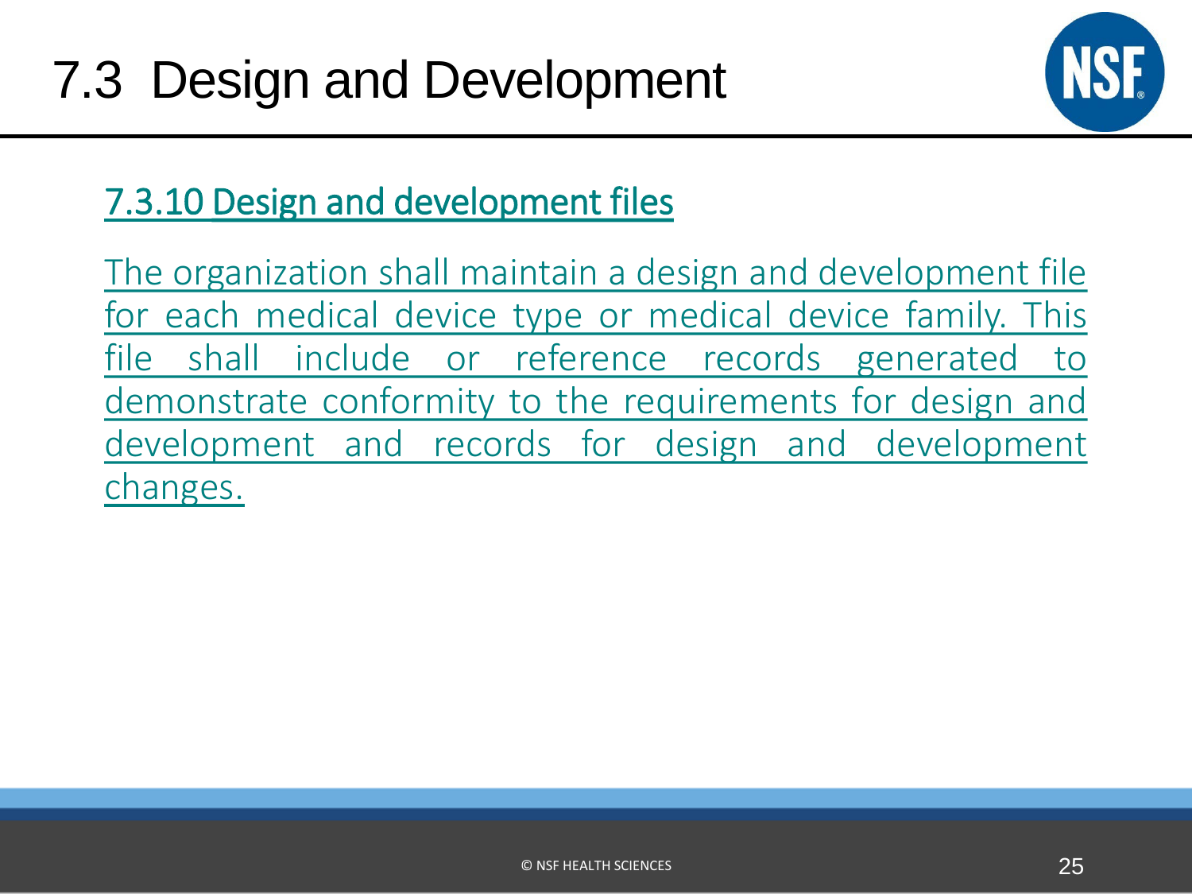# 7.3 Design and Development

## 7.3.10 Design and development files

The organization shall maintain a design and development file for each medical device type or medical device family. This file shall include or reference records generated to demonstrate conformity to the requirements for design and development and records for design and development changes.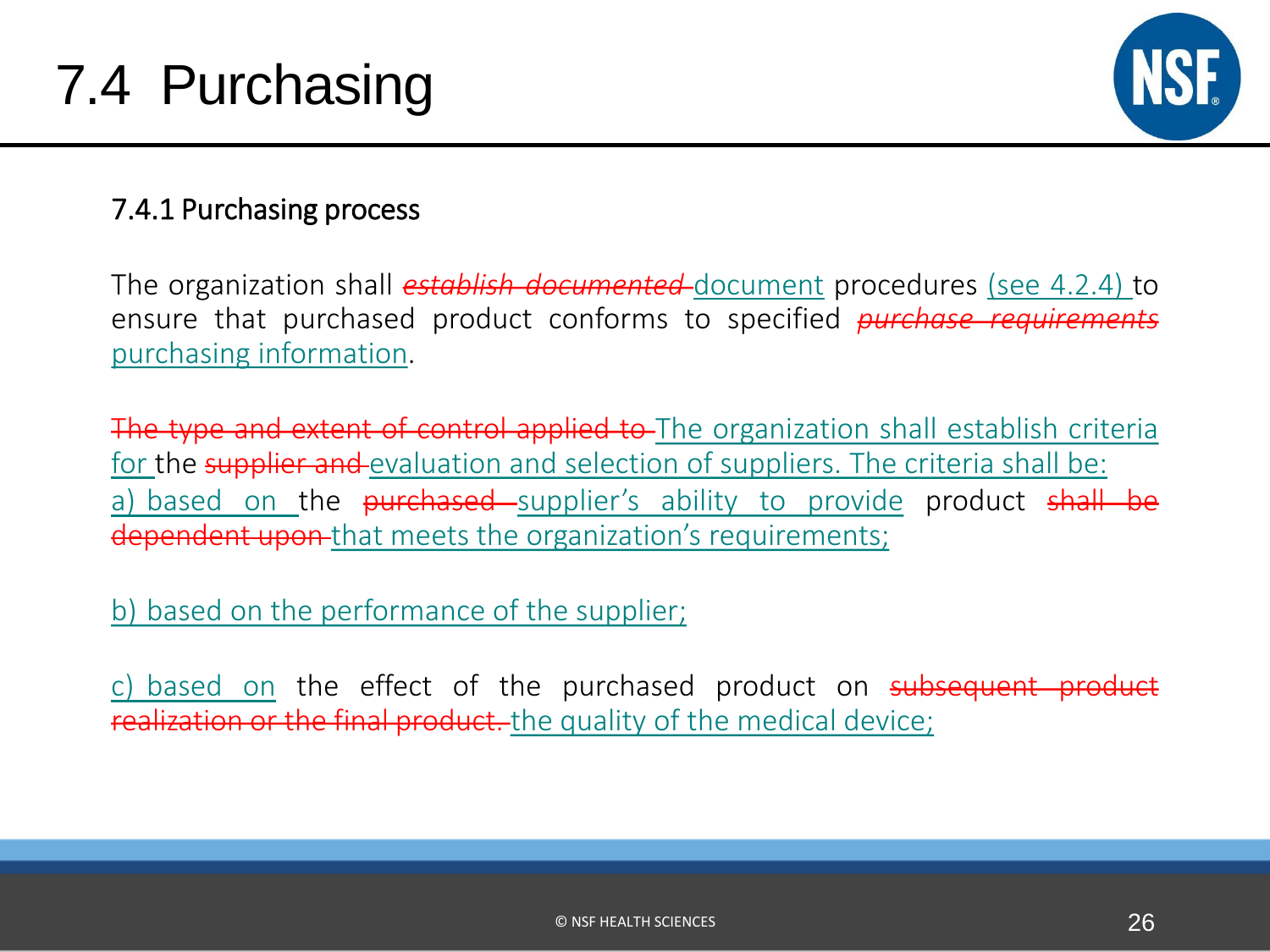# 7.4 Purchasing

## 7.4.1 Purchasing process

The organization shall ~~*establish documented*~~ <u>document</u> procedures <u>(see 4.2.4)</u> to ensure that purchased product conforms to specified ~~*purchase requirements*~~ <u>purchasing information</u>.

~~The type and extent of control applied to~~ <u>The organization shall establish criteria for</u> the ~~supplier and~~ <u>evaluation and selection of suppliers. The criteria shall be:</u>
<u>a) based on</u> the ~~purchased~~ <u>supplier's ability to provide</u> product ~~shall be dependent upon~~ <u>that meets the organization's requirements;</u>

<u>b) based on the performance of the supplier;</u>

<u>c) based on</u> the effect of the purchased product on ~~subsequent product realization or the final product.~~ <u>the quality of the medical device;</u>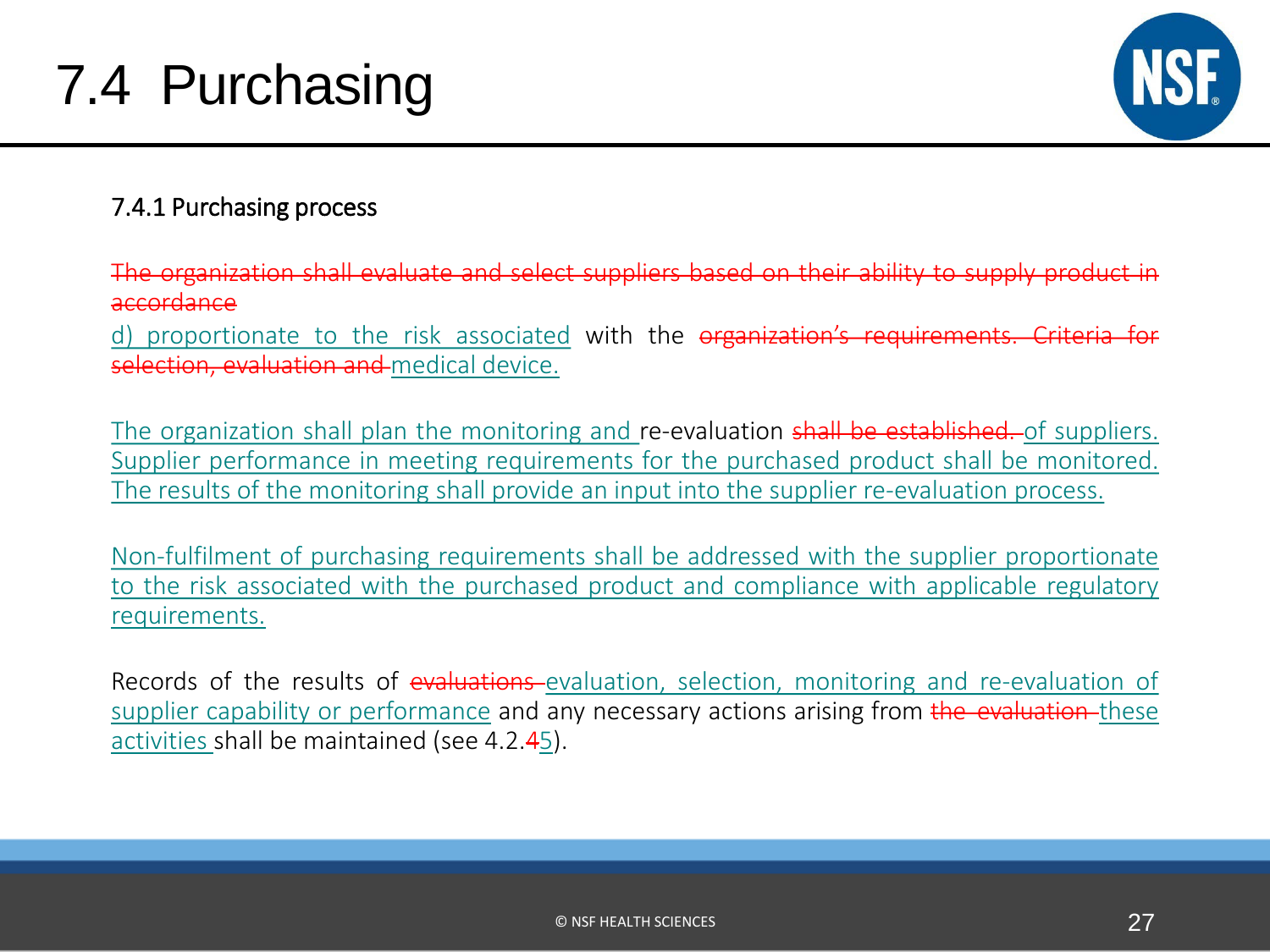# 7.4 Purchasing

### 7.4.1 Purchasing process

~~The organization shall evaluate and select suppliers based on their ability to supply product in accordance~~

d) proportionate to the risk associated with the ~~organization's requirements. Criteria for selection, evaluation and~~ medical device.

The organization shall plan the monitoring and re-evaluation ~~shall be established.~~ of suppliers. Supplier performance in meeting requirements for the purchased product shall be monitored. The results of the monitoring shall provide an input into the supplier re-evaluation process.

Non-fulfilment of purchasing requirements shall be addressed with the supplier proportionate to the risk associated with the purchased product and compliance with applicable regulatory requirements.

Records of the results of ~~evaluations~~ evaluation, selection, monitoring and re-evaluation of supplier capability or performance and any necessary actions arising from ~~the evaluation~~ these activities shall be maintained (see 4.2.~~4~~5).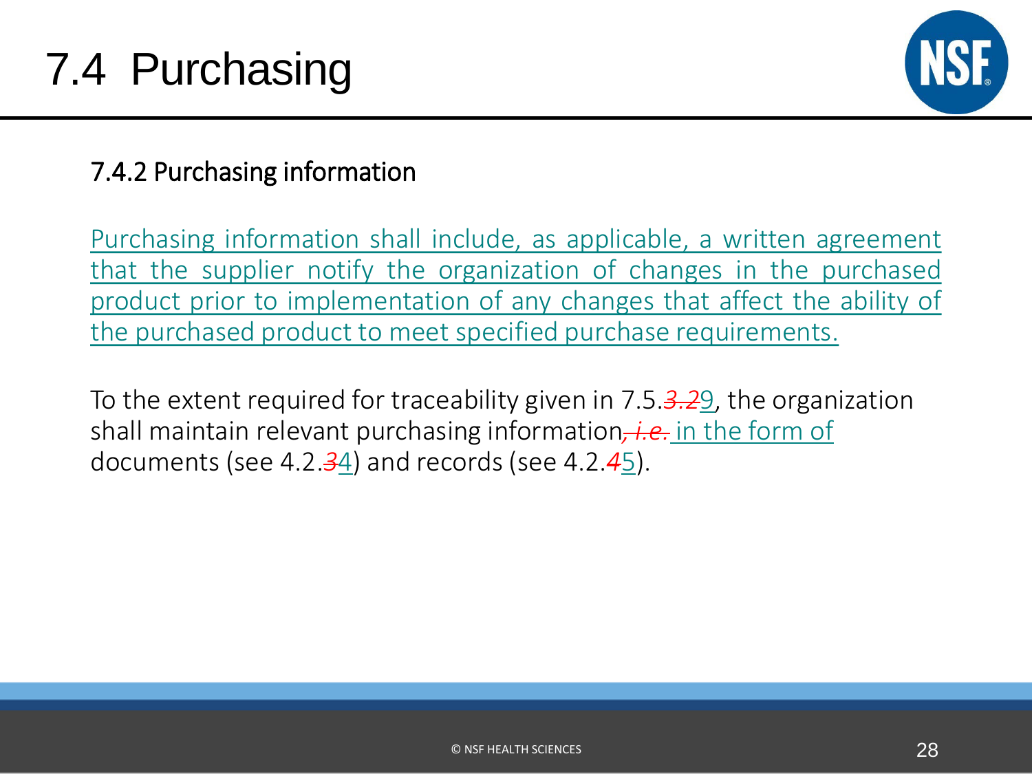# 7.4 Purchasing

## 7.4.2 Purchasing information

<u>Purchasing information shall include, as applicable, a written agreement that the supplier notify the organization of changes in the purchased product prior to implementation of any changes that affect the ability of the purchased product to meet specified purchase requirements.</u>

To the extent required for traceability given in 7.5.~~3.2~~<u>9</u>, the organization shall maintain relevant purchasing information~~, i.e.~~ <u>in the form of</u> documents (see 4.2.~~3~~<u>4</u>) and records (see 4.2.~~4~~<u>5</u>).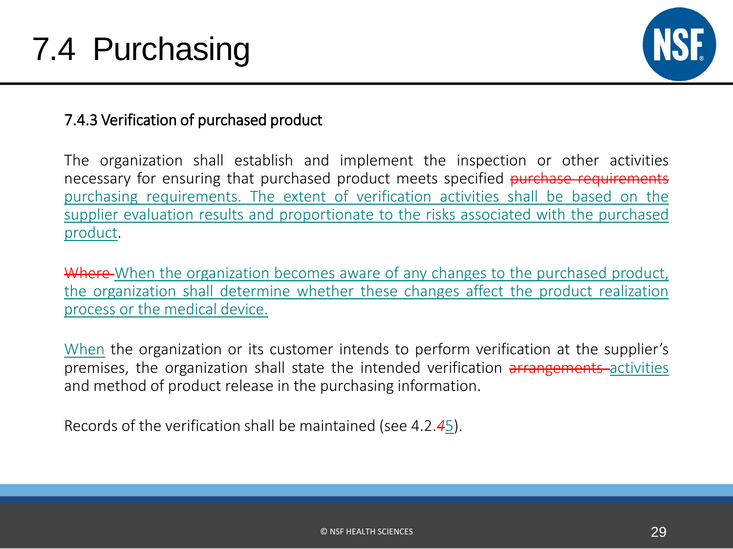# 7.4 Purchasing

### 7.4.3 Verification of purchased product

The organization shall establish and implement the inspection or other activities necessary for ensuring that purchased product meets specified ~~purchase requirements~~ purchasing requirements. The extent of verification activities shall be based on the supplier evaluation results and proportionate to the risks associated with the purchased product.

~~Where~~ When the organization becomes aware of any changes to the purchased product, the organization shall determine whether these changes affect the product realization process or the medical device.

When the organization or its customer intends to perform verification at the supplier's premises, the organization shall state the intended verification ~~arrangements~~ activities and method of product release in the purchasing information.

Records of the verification shall be maintained (see 4.2.~~4~~5).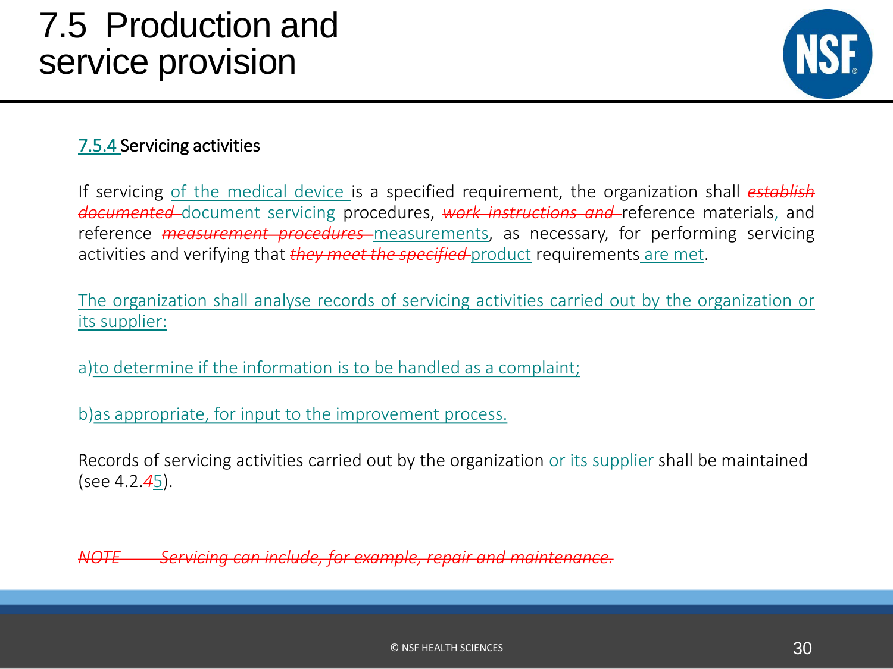# 7.5 Production and service provision

7.5.4 Servicing activities

If servicing of the medical device is a specified requirement, the organization shall ~~*establish documented*~~ document servicing procedures, ~~*work instructions and*~~ reference materials, and reference ~~*measurement procedures*~~ measurements, as necessary, for performing servicing activities and verifying that ~~*they meet the specified*~~ product requirements are met.

The organization shall analyse records of servicing activities carried out by the organization or its supplier:

a) to determine if the information is to be handled as a complaint;

b) as appropriate, for input to the improvement process.

Records of servicing activities carried out by the organization or its supplier shall be maintained (see 4.2.~~*4*~~5).

~~*NOTE Servicing can include, for example, repair and maintenance.*~~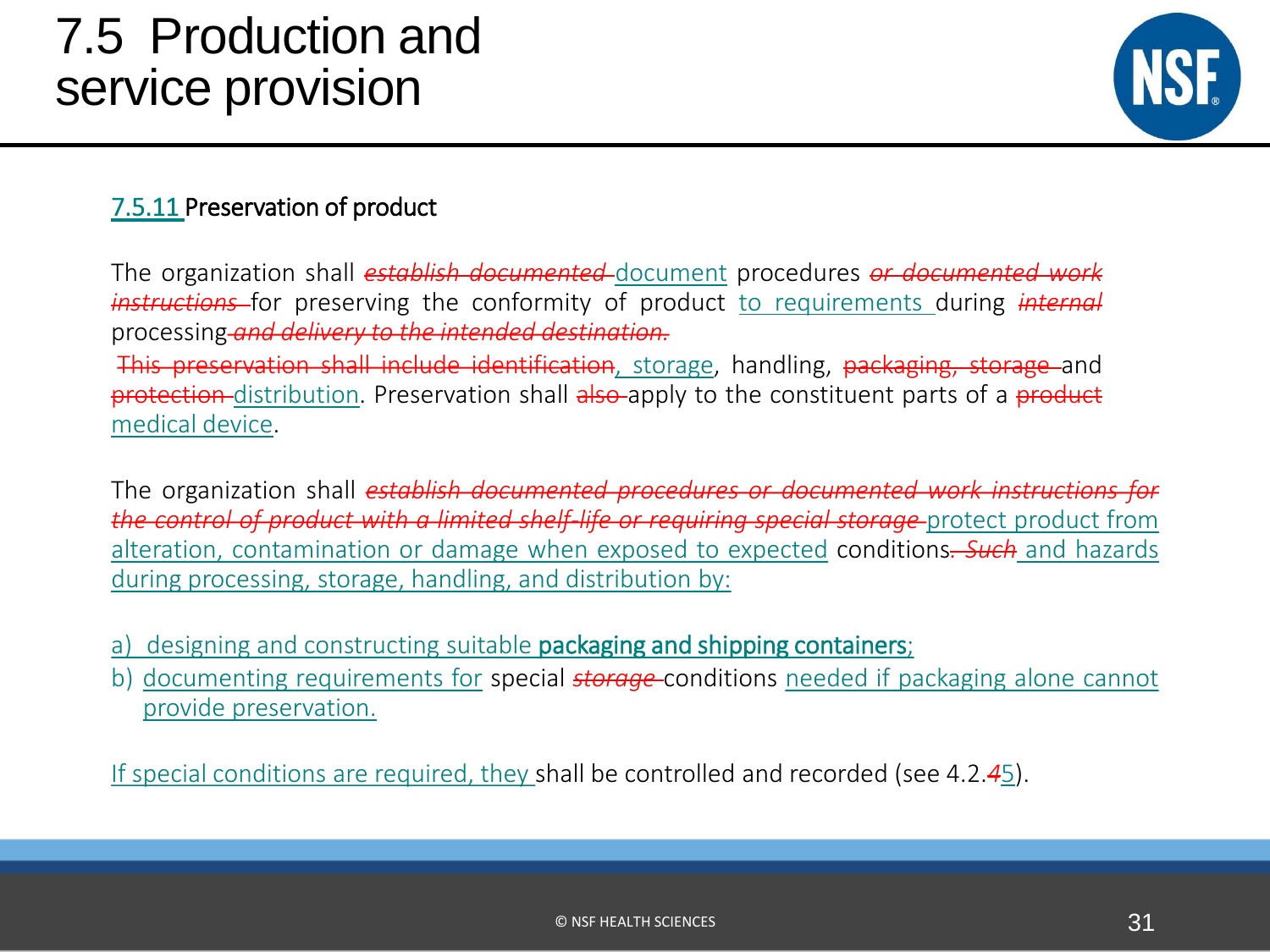# 7.5 Production and service provision

**7.5.11 Preservation of product**

The organization shall ~~*establish documented*~~ document procedures ~~*or documented work instructions*~~ for preserving the conformity of product to requirements during ~~*internal*~~ processing ~~*and delivery to the intended destination.*~~

~~This preservation shall include identification~~, storage, handling, ~~packaging, storage~~ and ~~protection~~ distribution. Preservation shall ~~also~~ apply to the constituent parts of a ~~product~~ medical device.

The organization shall ~~*establish documented procedures or documented work instructions for the control of product with a limited shelf-life or requiring special storage*~~ protect product from alteration, contamination or damage when exposed to expected conditions~~. *Such*~~ and hazards during processing, storage, handling, and distribution by:

a) designing and constructing suitable **packaging and shipping containers**;
b) documenting requirements for special ~~*storage*~~ conditions needed if packaging alone cannot provide preservation.

If special conditions are required, they shall be controlled and recorded (see 4.2.~~*4*~~5).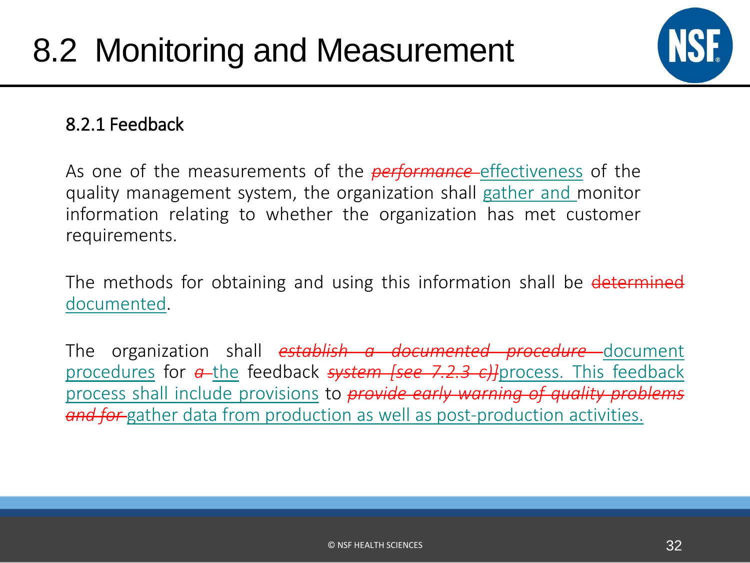# 8.2 Monitoring and Measurement

## 8.2.1 Feedback

As one of the measurements of the ~~*performance*~~ <u>effectiveness</u> of the quality management system, the organization shall <u>gather and</u> monitor information relating to whether the organization has met customer requirements.

The methods for obtaining and using this information shall be ~~determined~~ <u>documented</u>.

The organization shall ~~*establish a documented procedure*~~ <u>document procedures</u> for ~~*a*~~ <u>the</u> feedback ~~*system [see 7.2.3 c)]*~~<u>process. This feedback process shall include provisions</u> to ~~*provide early warning of quality problems and for*~~ <u>gather data from production as well as post-production activities.</u>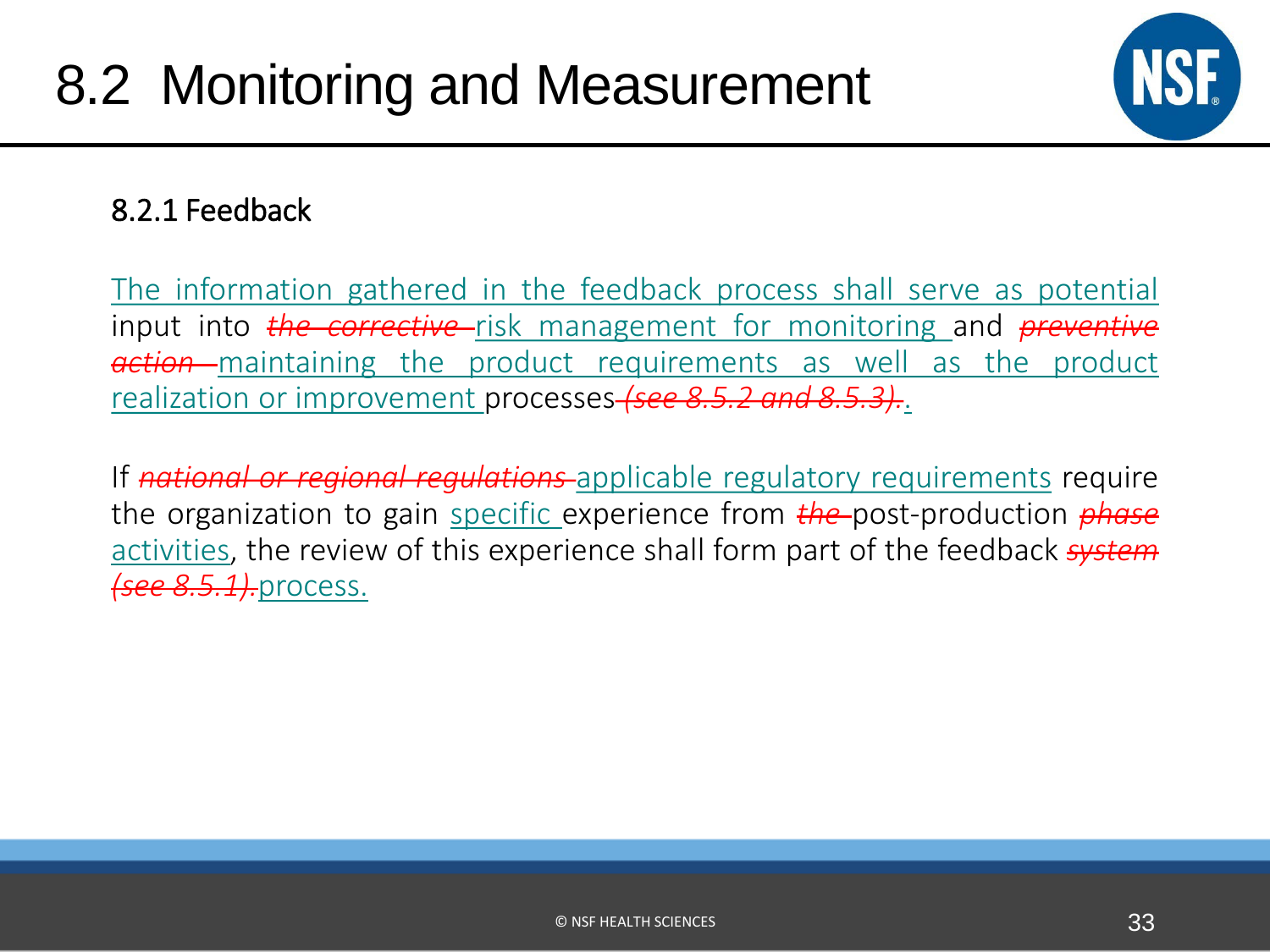# 8.2 Monitoring and Measurement

## 8.2.1 Feedback

The information gathered in the feedback process shall serve as potential input into ~~*the corrective*~~ risk management for monitoring and ~~*preventive action*~~ maintaining the product requirements as well as the product realization or improvement processes ~~*(see 8.5.2 and 8.5.3).*~~.

If ~~*national or regional regulations*~~ applicable regulatory requirements require the organization to gain specific experience from ~~*the*~~ post-production ~~*phase*~~ activities, the review of this experience shall form part of the feedback ~~*system (see 8.5.1).*~~ process.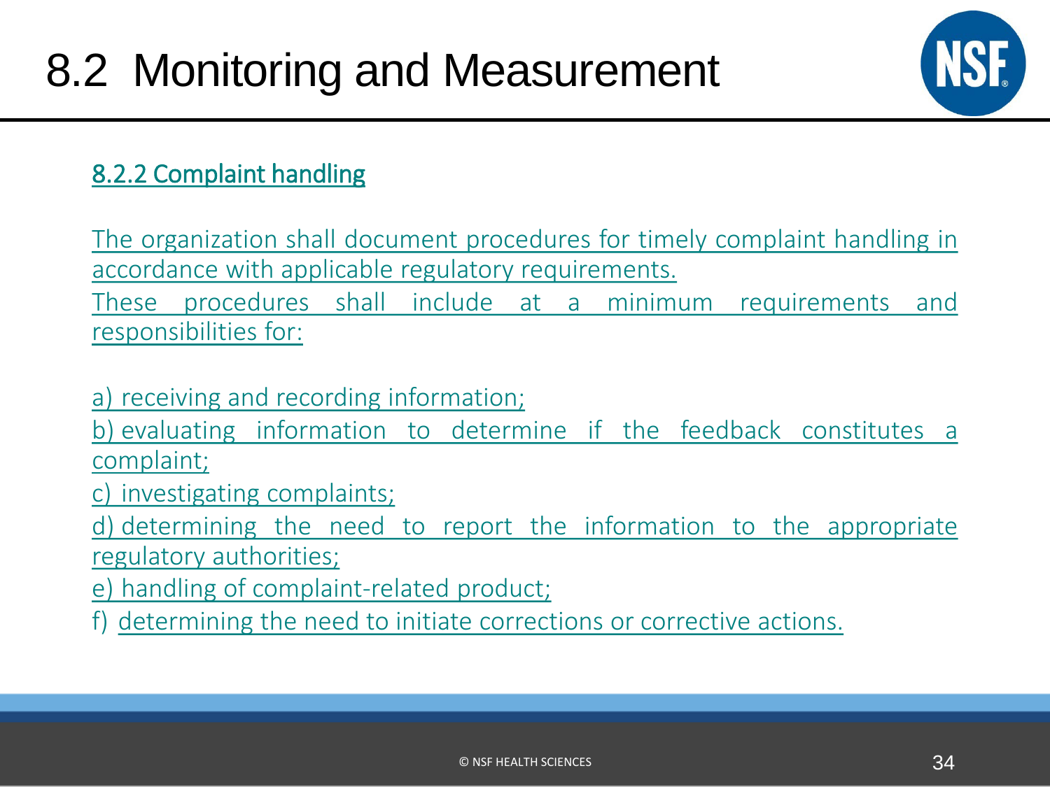# 8.2 Monitoring and Measurement

## 8.2.2 Complaint handling

The organization shall document procedures for timely complaint handling in accordance with applicable regulatory requirements.

These procedures shall include at a minimum requirements and responsibilities for:

a) receiving and recording information;

b) evaluating information to determine if the feedback constitutes a complaint;

c) investigating complaints;

d) determining the need to report the information to the appropriate regulatory authorities;

e) handling of complaint-related product;

f) determining the need to initiate corrections or corrective actions.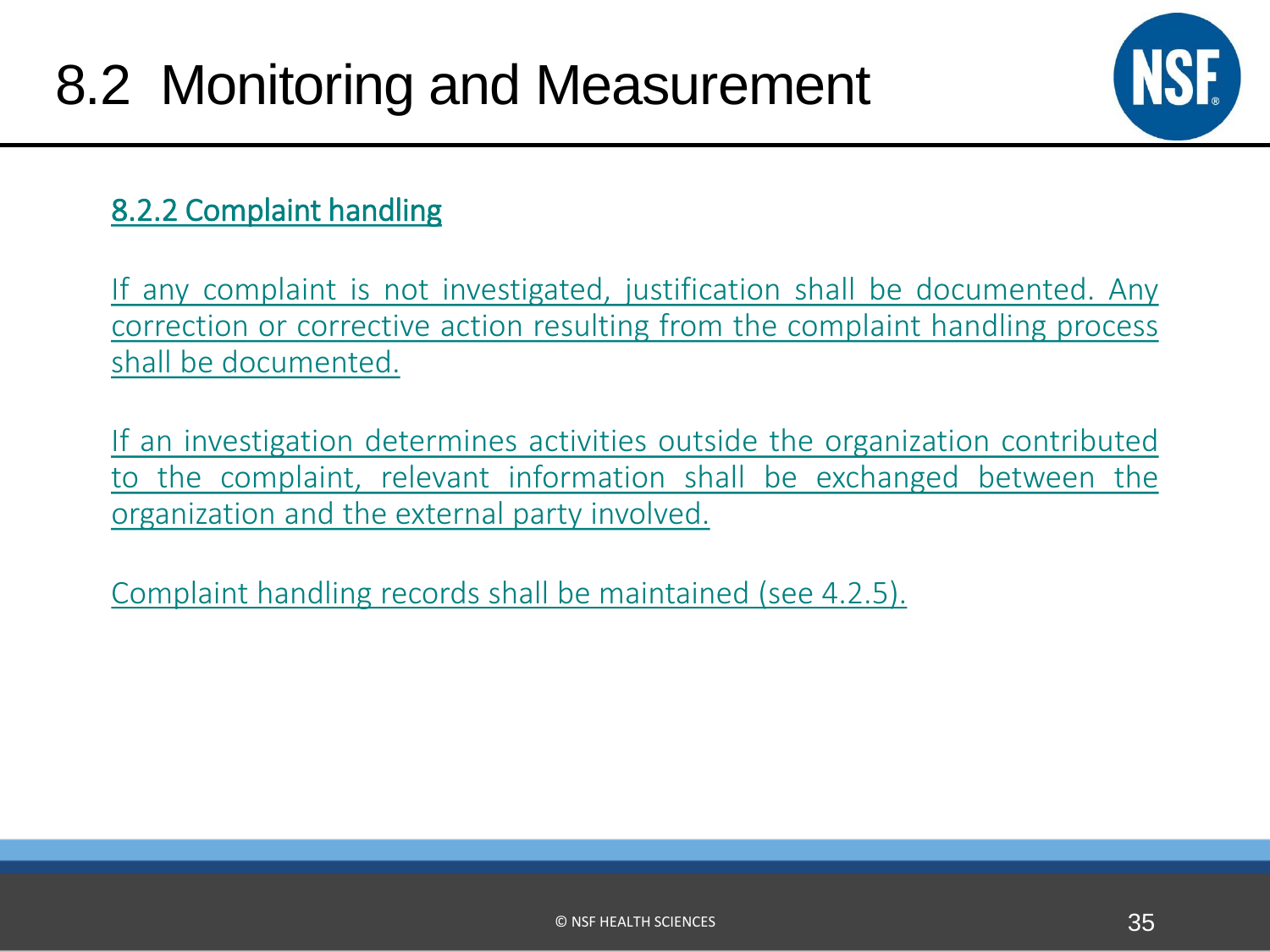# 8.2 Monitoring and Measurement

## 8.2.2 Complaint handling

If any complaint is not investigated, justification shall be documented. Any correction or corrective action resulting from the complaint handling process shall be documented.

If an investigation determines activities outside the organization contributed to the complaint, relevant information shall be exchanged between the organization and the external party involved.

Complaint handling records shall be maintained (see 4.2.5).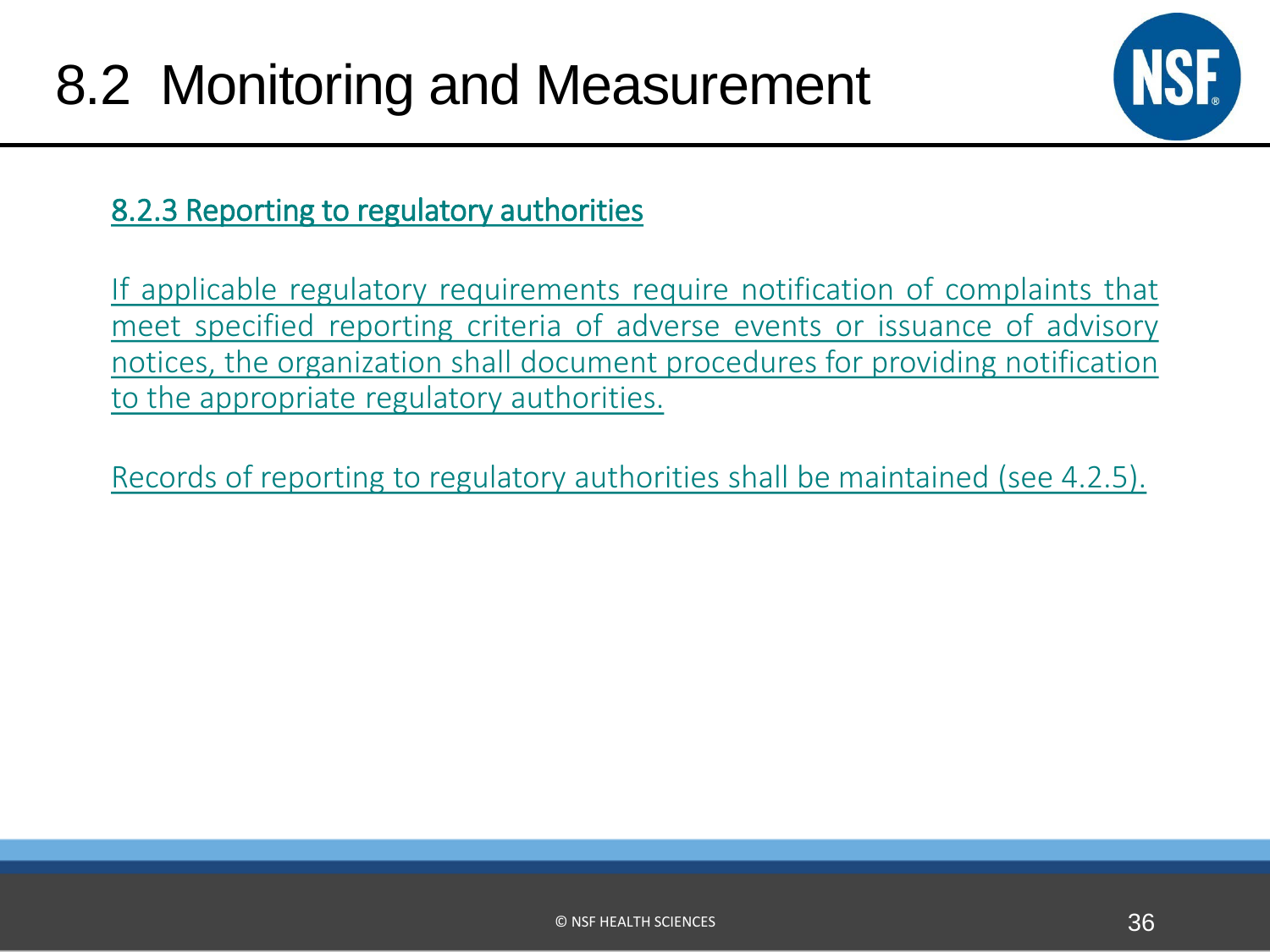# 8.2 Monitoring and Measurement

## 8.2.3 Reporting to regulatory authorities

If applicable regulatory requirements require notification of complaints that meet specified reporting criteria of adverse events or issuance of advisory notices, the organization shall document procedures for providing notification to the appropriate regulatory authorities.

Records of reporting to regulatory authorities shall be maintained (see 4.2.5).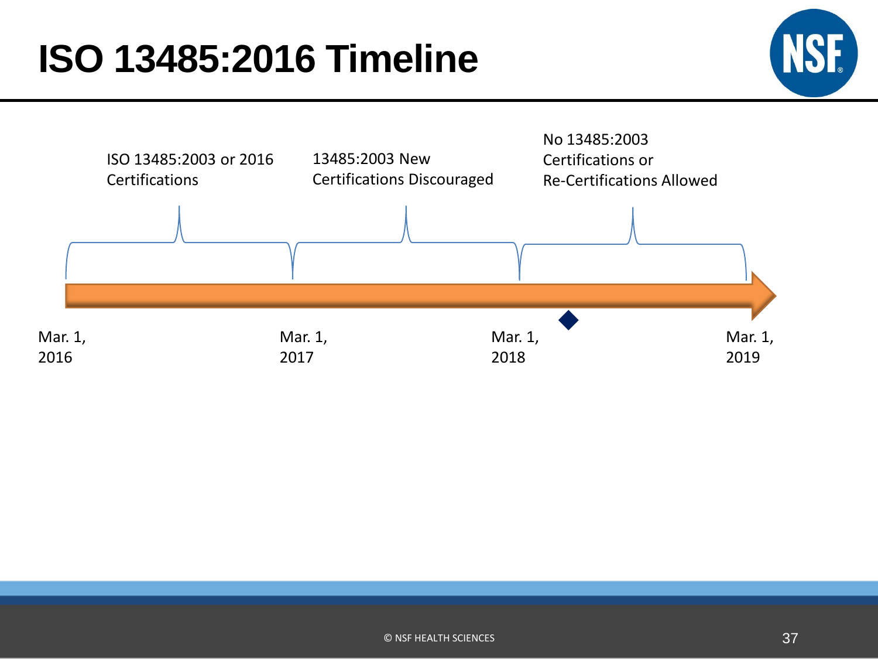# ISO 13485:2016 Timeline

ISO 13485:2003 or 2016 Certifications

13485:2003 New Certifications Discouraged

No 13485:2003 Certifications or Re-Certifications Allowed

Mar. 1, 2016

Mar. 1, 2017

Mar. 1, 2018

Mar. 1, 2019

© NSF HEALTH SCIENCES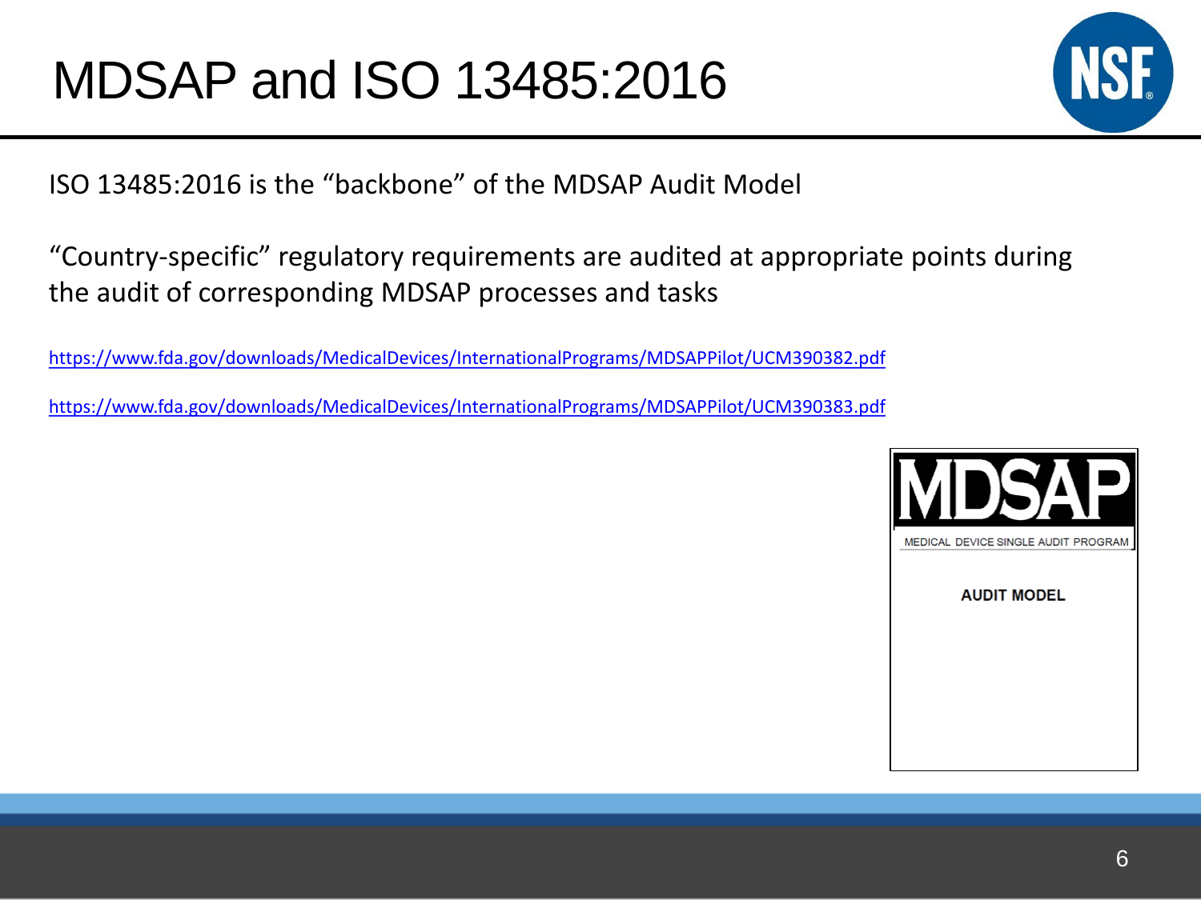# MDSAP and ISO 13485:2016

ISO 13485:2016 is the "backbone" of the MDSAP Audit Model

"Country-specific" regulatory requirements are audited at appropriate points during the audit of corresponding MDSAP processes and tasks

https://www.fda.gov/downloads/MedicalDevices/InternationalPrograms/MDSAPPilot/UCM390382.pdf

https://www.fda.gov/downloads/MedicalDevices/InternationalPrograms/MDSAPPilot/UCM390383.pdf

MDSAP

MEDICAL DEVICE SINGLE AUDIT PROGRAM

**AUDIT MODEL**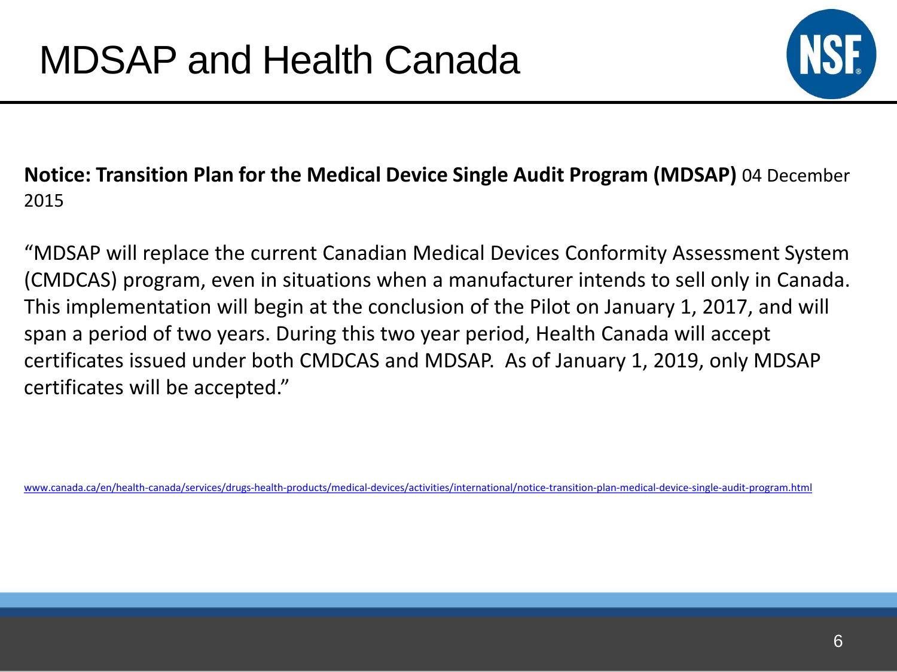# MDSAP and Health Canada

**Notice: Transition Plan for the Medical Device Single Audit Program (MDSAP)** 04 December 2015

"MDSAP will replace the current Canadian Medical Devices Conformity Assessment System (CMDCAS) program, even in situations when a manufacturer intends to sell only in Canada. This implementation will begin at the conclusion of the Pilot on January 1, 2017, and will span a period of two years. During this two year period, Health Canada will accept certificates issued under both CMDCAS and MDSAP. As of January 1, 2019, only MDSAP certificates will be accepted."

www.canada.ca/en/health-canada/services/drugs-health-products/medical-devices/activities/international/notice-transition-plan-medical-device-single-audit-program.html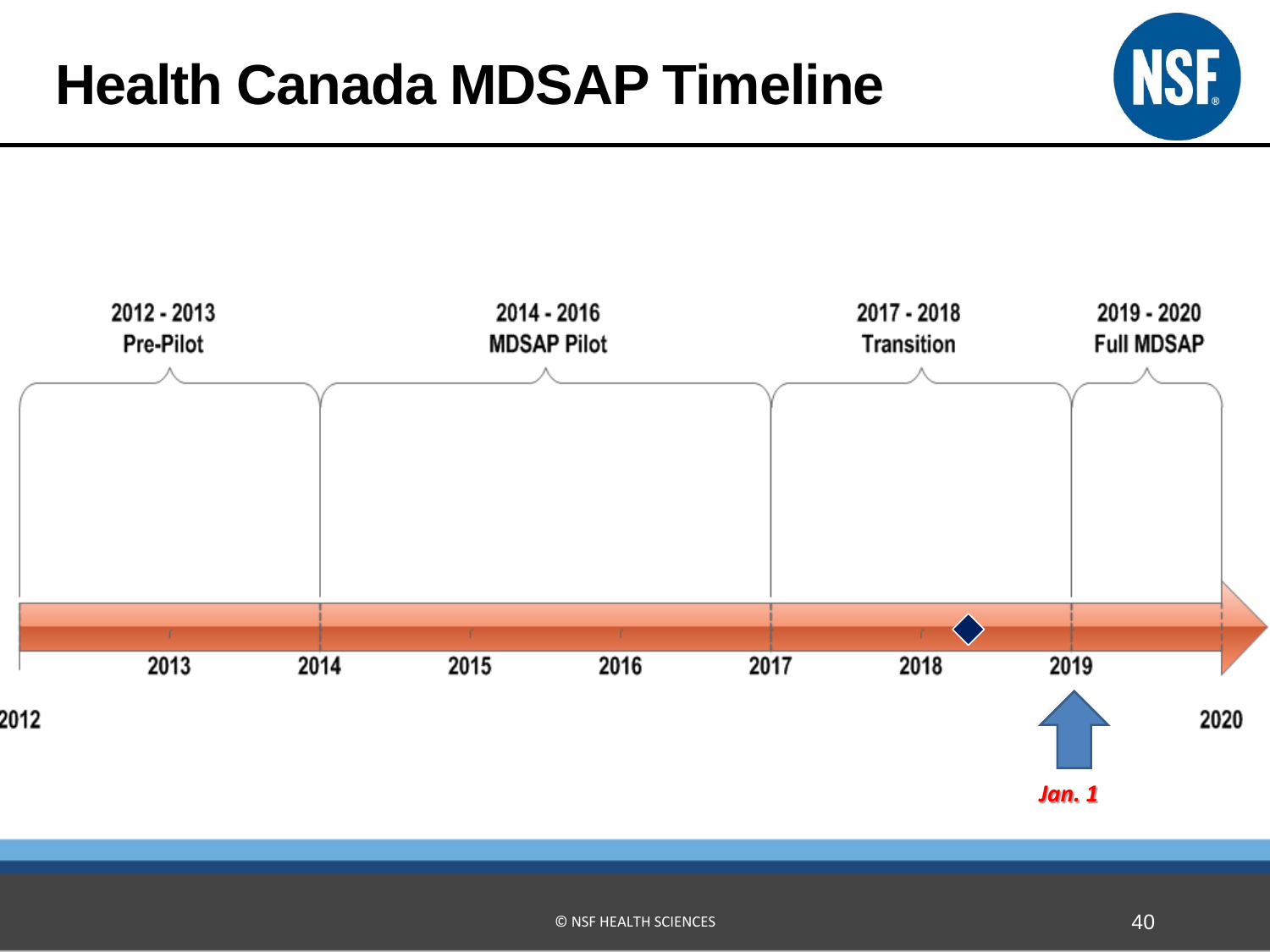# Health Canada MDSAP Timeline

| 2012 - 2013 | 2014 - 2016 | 2017 - 2018 | 2019 - 2020 |
| --- | --- | --- | --- |
| Pre-Pilot | MDSAP Pilot | Transition | Full MDSAP |

2012 2013 2014 2015 2016 2017 2018 2019 2020

*Jan. 1*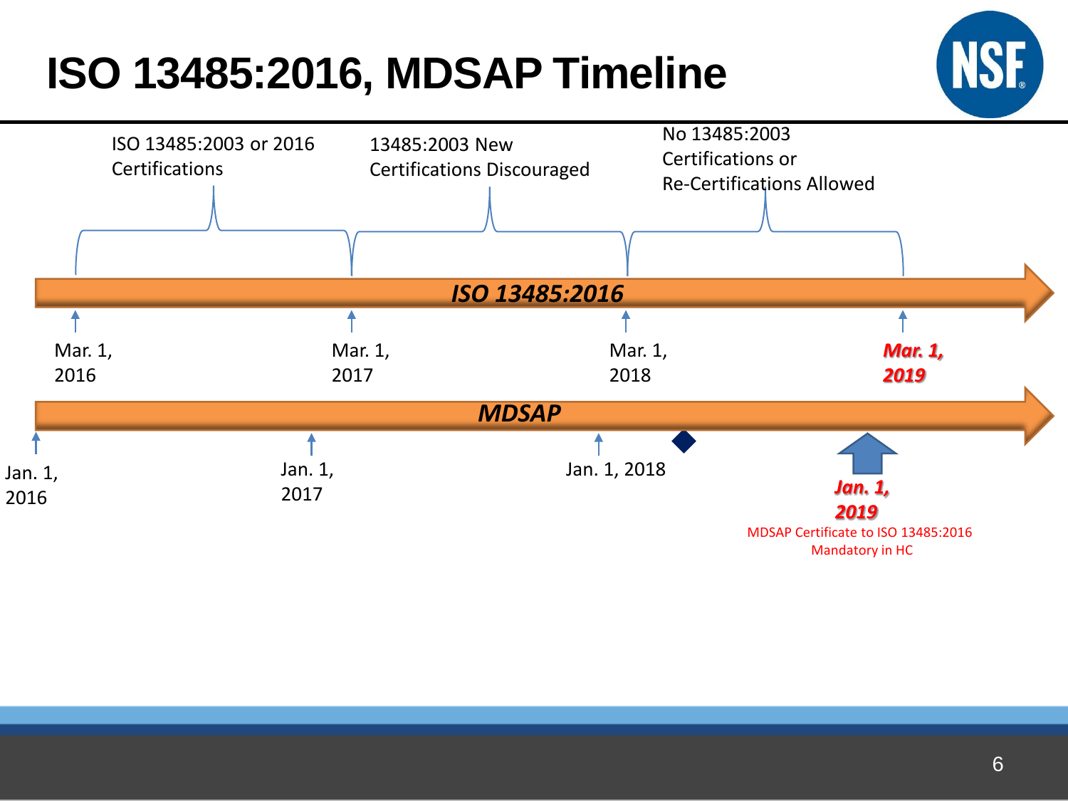# ISO 13485:2016, MDSAP Timeline

ISO 13485:2003 or 2016 Certifications

13485:2003 New Certifications Discouraged

No 13485:2003 Certifications or Re-Certifications Allowed

***ISO 13485:2016***

Mar. 1, 2016

Mar. 1, 2017

Mar. 1, 2018

***Mar. 1, 2019***

***MDSAP***

Jan. 1, 2016

Jan. 1, 2017

Jan. 1, 2018

***Jan. 1, 2019***

MDSAP Certificate to ISO 13485:2016 Mandatory in HC